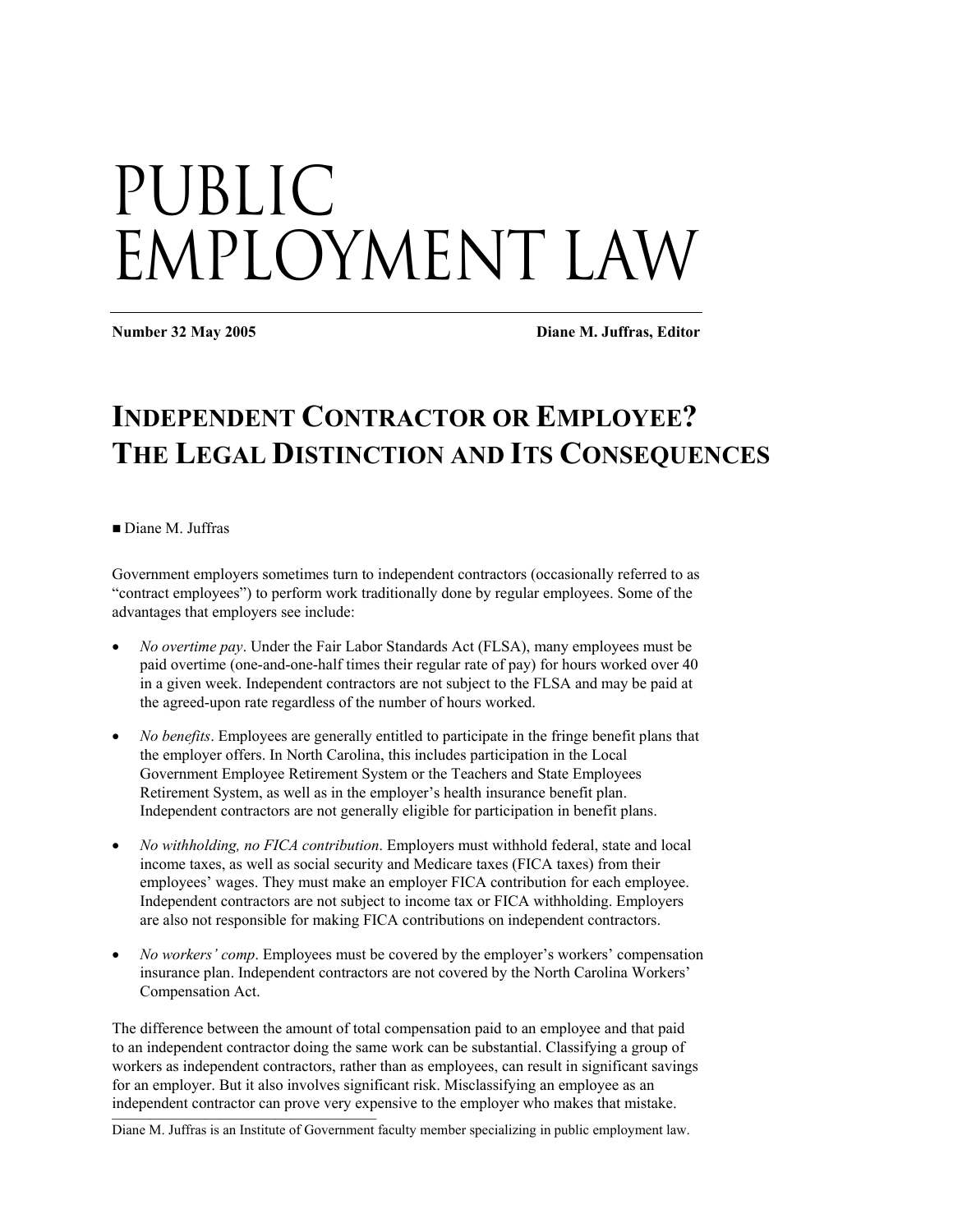# PUBLIC EMPLOYMENT LAW

**Number 32 May 2005** **Diane M. Juffras, Editor**

## INDEPENDENT CONTRACTOR OR EMPLOYEE? THE LEGAL DISTINCTION AND ITS CONSEQUENCES

■ Diane M. Juffras

Government employers sometimes turn to independent contractors (occasionally referred to as "contract employees") to perform work traditionally done by regular employees. Some of the advantages that employers see include:

- *No overtime pay*. Under the Fair Labor Standards Act (FLSA), many employees must be paid overtime (one-and-one-half times their regular rate of pay) for hours worked over 40 in a given week. Independent contractors are not subject to the FLSA and may be paid at the agreed-upon rate regardless of the number of hours worked.

- *No benefits*. Employees are generally entitled to participate in the fringe benefit plans that the employer offers. In North Carolina, this includes participation in the Local Government Employee Retirement System or the Teachers and State Employees Retirement System, as well as in the employer's health insurance benefit plan. Independent contractors are not generally eligible for participation in benefit plans.

- *No withholding, no FICA contribution*. Employers must withhold federal, state and local income taxes, as well as social security and Medicare taxes (FICA taxes) from their employees' wages. They must make an employer FICA contribution for each employee. Independent contractors are not subject to income tax or FICA withholding. Employers are also not responsible for making FICA contributions on independent contractors.

- *No workers' comp*. Employees must be covered by the employer's workers' compensation insurance plan. Independent contractors are not covered by the North Carolina Workers' Compensation Act.

The difference between the amount of total compensation paid to an employee and that paid to an independent contractor doing the same work can be substantial. Classifying a group of workers as independent contractors, rather than as employees, can result in significant savings for an employer. But it also involves significant risk. Misclassifying an employee as an independent contractor can prove very expensive to the employer who makes that mistake.

---

Diane M. Juffras is an Institute of Government faculty member specializing in public employment law.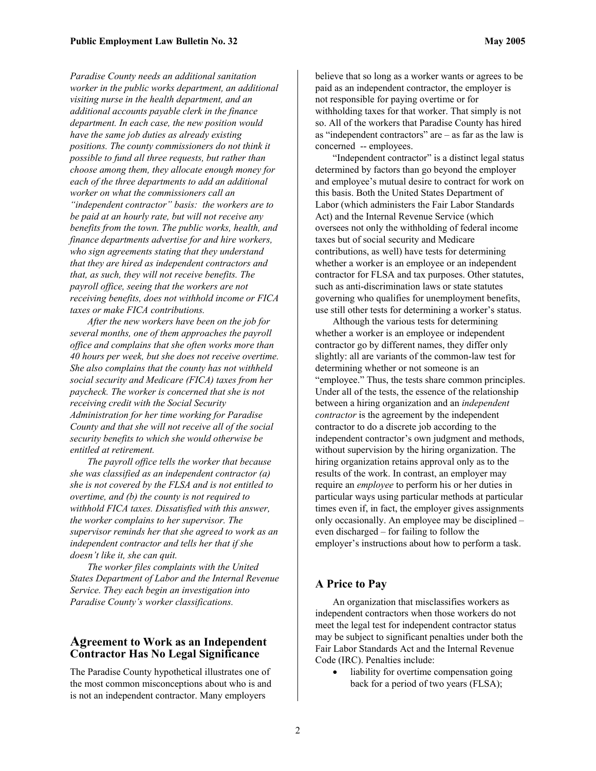*Paradise County needs an additional sanitation worker in the public works department, an additional visiting nurse in the health department, and an additional accounts payable clerk in the finance department. In each case, the new position would have the same job duties as already existing positions. The county commissioners do not think it possible to fund all three requests, but rather than choose among them, they allocate enough money for each of the three departments to add an additional worker on what the commissioners call an "independent contractor" basis: the workers are to be paid at an hourly rate, but will not receive any benefits from the town. The public works, health, and finance departments advertise for and hire workers, who sign agreements stating that they understand that they are hired as independent contractors and that, as such, they will not receive benefits. The payroll office, seeing that the workers are not receiving benefits, does not withhold income or FICA taxes or make FICA contributions.*

*After the new workers have been on the job for several months, one of them approaches the payroll office and complains that she often works more than 40 hours per week, but she does not receive overtime. She also complains that the county has not withheld social security and Medicare (FICA) taxes from her paycheck. The worker is concerned that she is not receiving credit with the Social Security Administration for her time working for Paradise County and that she will not receive all of the social security benefits to which she would otherwise be entitled at retirement.*

*The payroll office tells the worker that because she was classified as an independent contractor (a) she is not covered by the FLSA and is not entitled to overtime, and (b) the county is not required to withhold FICA taxes. Dissatisfied with this answer, the worker complains to her supervisor. The supervisor reminds her that she agreed to work as an independent contractor and tells her that if she doesn't like it, she can quit.*

*The worker files complaints with the United States Department of Labor and the Internal Revenue Service. They each begin an investigation into Paradise County's worker classifications.*

## Agreement to Work as an Independent Contractor Has No Legal Significance

The Paradise County hypothetical illustrates one of the most common misconceptions about who is and is not an independent contractor. Many employers believe that so long as a worker wants or agrees to be paid as an independent contractor, the employer is not responsible for paying overtime or for withholding taxes for that worker. That simply is not so. All of the workers that Paradise County has hired as "independent contractors" are – as far as the law is concerned -- employees.

"Independent contractor" is a distinct legal status determined by factors than go beyond the employer and employee's mutual desire to contract for work on this basis. Both the United States Department of Labor (which administers the Fair Labor Standards Act) and the Internal Revenue Service (which oversees not only the withholding of federal income taxes but of social security and Medicare contributions, as well) have tests for determining whether a worker is an employee or an independent contractor for FLSA and tax purposes. Other statutes, such as anti-discrimination laws or state statutes governing who qualifies for unemployment benefits, use still other tests for determining a worker's status.

Although the various tests for determining whether a worker is an employee or independent contractor go by different names, they differ only slightly: all are variants of the common-law test for determining whether or not someone is an "employee." Thus, the tests share common principles. Under all of the tests, the essence of the relationship between a hiring organization and an *independent contractor* is the agreement by the independent contractor to do a discrete job according to the independent contractor's own judgment and methods, without supervision by the hiring organization. The hiring organization retains approval only as to the results of the work. In contrast, an employer may require an *employee* to perform his or her duties in particular ways using particular methods at particular times even if, in fact, the employer gives assignments only occasionally. An employee may be disciplined – even discharged – for failing to follow the employer's instructions about how to perform a task.

## A Price to Pay

An organization that misclassifies workers as independent contractors when those workers do not meet the legal test for independent contractor status may be subject to significant penalties under both the Fair Labor Standards Act and the Internal Revenue Code (IRC). Penalties include:

- liability for overtime compensation going back for a period of two years (FLSA);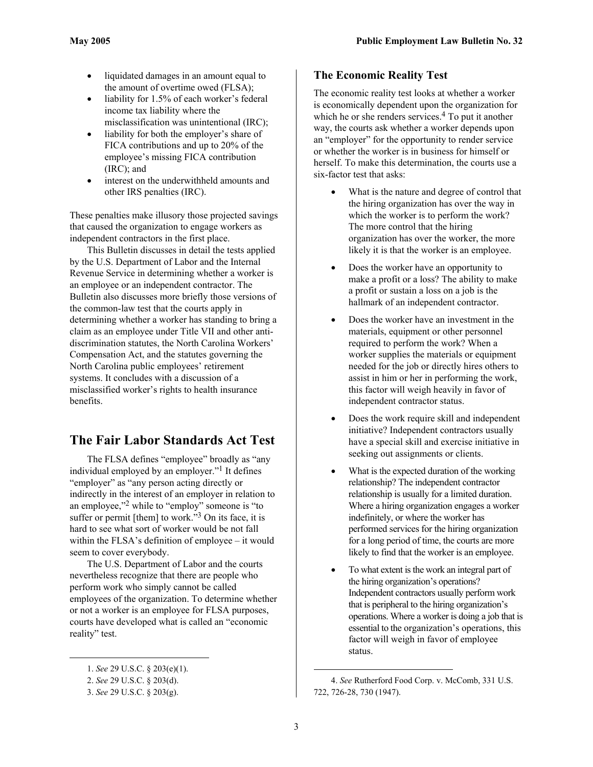- liquidated damages in an amount equal to the amount of overtime owed (FLSA);
- liability for 1.5% of each worker's federal income tax liability where the misclassification was unintentional (IRC);
- liability for both the employer's share of FICA contributions and up to 20% of the employee's missing FICA contribution (IRC); and
- interest on the underwithheld amounts and other IRS penalties (IRC).

These penalties make illusory those projected savings that caused the organization to engage workers as independent contractors in the first place.

This Bulletin discusses in detail the tests applied by the U.S. Department of Labor and the Internal Revenue Service in determining whether a worker is an employee or an independent contractor. The Bulletin also discusses more briefly those versions of the common-law test that the courts apply in determining whether a worker has standing to bring a claim as an employee under Title VII and other anti-discrimination statutes, the North Carolina Workers' Compensation Act, and the statutes governing the North Carolina public employees' retirement systems. It concludes with a discussion of a misclassified worker's rights to health insurance benefits.

# The Fair Labor Standards Act Test

The FLSA defines "employee" broadly as "any individual employed by an employer."[1] It defines "employer" as "any person acting directly or indirectly in the interest of an employer in relation to an employee,"[2] while to "employ" someone is "to suffer or permit [them] to work."[3] On its face, it is hard to see what sort of worker would be not fall within the FLSA's definition of employee – it would seem to cover everybody.

The U.S. Department of Labor and the courts nevertheless recognize that there are people who perform work who simply cannot be called employees of the organization. To determine whether or not a worker is an employee for FLSA purposes, courts have developed what is called an "economic reality" test.

1. *See* 29 U.S.C. § 203(e)(1).

2. *See* 29 U.S.C. § 203(d).

3. *See* 29 U.S.C. § 203(g).

## The Economic Reality Test

The economic reality test looks at whether a worker is economically dependent upon the organization for which he or she renders services.[4] To put it another way, the courts ask whether a worker depends upon an "employer" for the opportunity to render service or whether the worker is in business for himself or herself. To make this determination, the courts use a six-factor test that asks:

- What is the nature and degree of control that the hiring organization has over the way in which the worker is to perform the work? The more control that the hiring organization has over the worker, the more likely it is that the worker is an employee.
- Does the worker have an opportunity to make a profit or a loss? The ability to make a profit or sustain a loss on a job is the hallmark of an independent contractor.
- Does the worker have an investment in the materials, equipment or other personnel required to perform the work? When a worker supplies the materials or equipment needed for the job or directly hires others to assist in him or her in performing the work, this factor will weigh heavily in favor of independent contractor status.
- Does the work require skill and independent initiative? Independent contractors usually have a special skill and exercise initiative in seeking out assignments or clients.
- What is the expected duration of the working relationship? The independent contractor relationship is usually for a limited duration. Where a hiring organization engages a worker indefinitely, or where the worker has performed services for the hiring organization for a long period of time, the courts are more likely to find that the worker is an employee.
- To what extent is the work an integral part of the hiring organization's operations? Independent contractors usually perform work that is peripheral to the hiring organization's operations. Where a worker is doing a job that is essential to the organization's operations, this factor will weigh in favor of employee status.

4. *See* Rutherford Food Corp. v. McComb, 331 U.S. 722, 726-28, 730 (1947).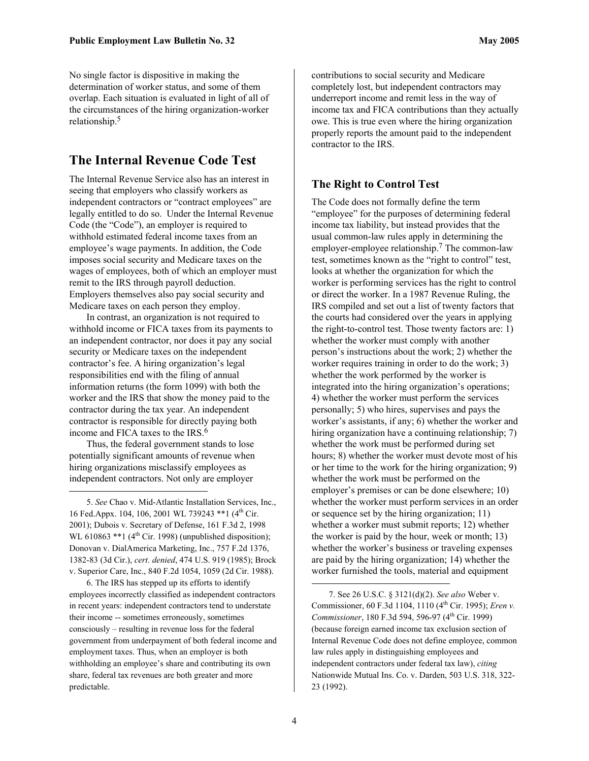No single factor is dispositive in making the determination of worker status, and some of them overlap. Each situation is evaluated in light of all of the circumstances of the hiring organization-worker relationship.[5]

## The Internal Revenue Code Test

The Internal Revenue Service also has an interest in seeing that employers who classify workers as independent contractors or "contract employees" are legally entitled to do so. Under the Internal Revenue Code (the "Code"), an employer is required to withhold estimated federal income taxes from an employee's wage payments. In addition, the Code imposes social security and Medicare taxes on the wages of employees, both of which an employer must remit to the IRS through payroll deduction. Employers themselves also pay social security and Medicare taxes on each person they employ.

In contrast, an organization is not required to withhold income or FICA taxes from its payments to an independent contractor, nor does it pay any social security or Medicare taxes on the independent contractor's fee. A hiring organization's legal responsibilities end with the filing of annual information returns (the form 1099) with both the worker and the IRS that show the money paid to the contractor during the tax year. An independent contractor is responsible for directly paying both income and FICA taxes to the IRS.[6]

Thus, the federal government stands to lose potentially significant amounts of revenue when hiring organizations misclassify employees as independent contractors. Not only are employer contributions to social security and Medicare completely lost, but independent contractors may underreport income and remit less in the way of income tax and FICA contributions than they actually owe. This is true even where the hiring organization properly reports the amount paid to the independent contractor to the IRS.

### The Right to Control Test

The Code does not formally define the term "employee" for the purposes of determining federal income tax liability, but instead provides that the usual common-law rules apply in determining the employer-employee relationship.[7] The common-law test, sometimes known as the "right to control" test, looks at whether the organization for which the worker is performing services has the right to control or direct the worker. In a 1987 Revenue Ruling, the IRS compiled and set out a list of twenty factors that the courts had considered over the years in applying the right-to-control test. Those twenty factors are: 1) whether the worker must comply with another person's instructions about the work; 2) whether the worker requires training in order to do the work; 3) whether the work performed by the worker is integrated into the hiring organization's operations; 4) whether the worker must perform the services personally; 5) who hires, supervises and pays the worker's assistants, if any; 6) whether the worker and hiring organization have a continuing relationship; 7) whether the work must be performed during set hours; 8) whether the worker must devote most of his or her time to the work for the hiring organization; 9) whether the work must be performed on the employer's premises or can be done elsewhere; 10) whether the worker must perform services in an order or sequence set by the hiring organization; 11) whether a worker must submit reports; 12) whether the worker is paid by the hour, week or month; 13) whether the worker's business or traveling expenses are paid by the hiring organization; 14) whether the worker furnished the tools, material and equipment

---

5. *See* Chao v. Mid-Atlantic Installation Services, Inc., 16 Fed.Appx. 104, 106, 2001 WL 739243 **1 (4th Cir. 2001); Dubois v. Secretary of Defense, 161 F.3d 2, 1998 WL 610863 **1 (4th Cir. 1998) (unpublished disposition); Donovan v. DialAmerica Marketing, Inc., 757 F.2d 1376, 1382-83 (3d Cir.), *cert. denied*, 474 U.S. 919 (1985); Brock v. Superior Care, Inc., 840 F.2d 1054, 1059 (2d Cir. 1988).

6. The IRS has stepped up its efforts to identify employees incorrectly classified as independent contractors in recent years: independent contractors tend to understate their income -- sometimes erroneously, sometimes consciously – resulting in revenue loss for the federal government from underpayment of both federal income and employment taxes. Thus, when an employer is both withholding an employee's share and contributing its own share, federal tax revenues are both greater and more predictable.

7. See 26 U.S.C. § 3121(d)(2). *See also* Weber v. Commissioner, 60 F.3d 1104, 1110 (4th Cir. 1995); *Eren v. Commissioner*, 180 F.3d 594, 596-97 (4th Cir. 1999) (because foreign earned income tax exclusion section of Internal Revenue Code does not define employee, common law rules apply in distinguishing employees and independent contractors under federal tax law), *citing* Nationwide Mutual Ins. Co. v. Darden, 503 U.S. 318, 322-23 (1992).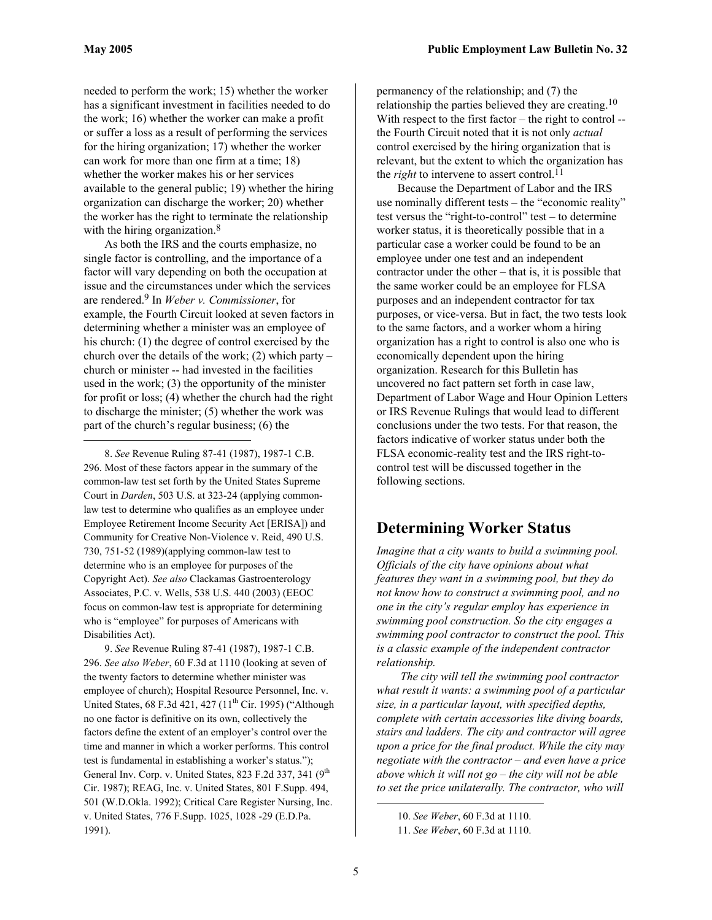needed to perform the work; 15) whether the worker has a significant investment in facilities needed to do the work; 16) whether the worker can make a profit or suffer a loss as a result of performing the services for the hiring organization; 17) whether the worker can work for more than one firm at a time; 18) whether the worker makes his or her services available to the general public; 19) whether the hiring organization can discharge the worker; 20) whether the worker has the right to terminate the relationship with the hiring organization.[8]

As both the IRS and the courts emphasize, no single factor is controlling, and the importance of a factor will vary depending on both the occupation at issue and the circumstances under which the services are rendered.[9] In *Weber v. Commissioner*, for example, the Fourth Circuit looked at seven factors in determining whether a minister was an employee of his church: (1) the degree of control exercised by the church over the details of the work; (2) which party – church or minister -- had invested in the facilities used in the work; (3) the opportunity of the minister for profit or loss; (4) whether the church had the right to discharge the minister; (5) whether the work was part of the church's regular business; (6) the permanency of the relationship; and (7) the relationship the parties believed they are creating.[10] With respect to the first factor – the right to control -- the Fourth Circuit noted that it is not only *actual* control exercised by the hiring organization that is relevant, but the extent to which the organization has the *right* to intervene to assert control.[11]

Because the Department of Labor and the IRS use nominally different tests – the "economic reality" test versus the "right-to-control" test – to determine worker status, it is theoretically possible that in a particular case a worker could be found to be an employee under one test and an independent contractor under the other – that is, it is possible that the same worker could be an employee for FLSA purposes and an independent contractor for tax purposes, or vice-versa. But in fact, the two tests look to the same factors, and a worker whom a hiring organization has a right to control is also one who is economically dependent upon the hiring organization. Research for this Bulletin has uncovered no fact pattern set forth in case law, Department of Labor Wage and Hour Opinion Letters or IRS Revenue Rulings that would lead to different conclusions under the two tests. For that reason, the factors indicative of worker status under both the FLSA economic-reality test and the IRS right-to-control test will be discussed together in the following sections.

# Determining Worker Status

*Imagine that a city wants to build a swimming pool. Officials of the city have opinions about what features they want in a swimming pool, but they do not know how to construct a swimming pool, and no one in the city's regular employ has experience in swimming pool construction. So the city engages a swimming pool contractor to construct the pool. This is a classic example of the independent contractor relationship.*

*The city will tell the swimming pool contractor what result it wants: a swimming pool of a particular size, in a particular layout, with specified depths, complete with certain accessories like diving boards, stairs and ladders. The city and contractor will agree upon a price for the final product. While the city may negotiate with the contractor – and even have a price above which it will not go – the city will not be able to set the price unilaterally. The contractor, who will*

---

8. *See* Revenue Ruling 87-41 (1987), 1987-1 C.B. 296. Most of these factors appear in the summary of the common-law test set forth by the United States Supreme Court in *Darden*, 503 U.S. at 323-24 (applying common-law test to determine who qualifies as an employee under Employee Retirement Income Security Act [ERISA]) and Community for Creative Non-Violence v. Reid, 490 U.S. 730, 751-52 (1989)(applying common-law test to determine who is an employee for purposes of the Copyright Act). *See also* Clackamas Gastroenterology Associates, P.C. v. Wells, 538 U.S. 440 (2003) (EEOC focus on common-law test is appropriate for determining who is "employee" for purposes of Americans with Disabilities Act).

9. *See* Revenue Ruling 87-41 (1987), 1987-1 C.B. 296. *See also Weber*, 60 F.3d at 1110 (looking at seven of the twenty factors to determine whether minister was employee of church); Hospital Resource Personnel, Inc. v. United States, 68 F.3d 421, 427 (11th Cir. 1995) ("Although no one factor is definitive on its own, collectively the factors define the extent of an employer's control over the time and manner in which a worker performs. This control test is fundamental in establishing a worker's status."); General Inv. Corp. v. United States, 823 F.2d 337, 341 (9th Cir. 1987); REAG, Inc. v. United States, 801 F.Supp. 494, 501 (W.D.Okla. 1992); Critical Care Register Nursing, Inc. v. United States, 776 F.Supp. 1025, 1028 -29 (E.D.Pa. 1991).

10. *See Weber*, 60 F.3d at 1110.

11. *See Weber*, 60 F.3d at 1110.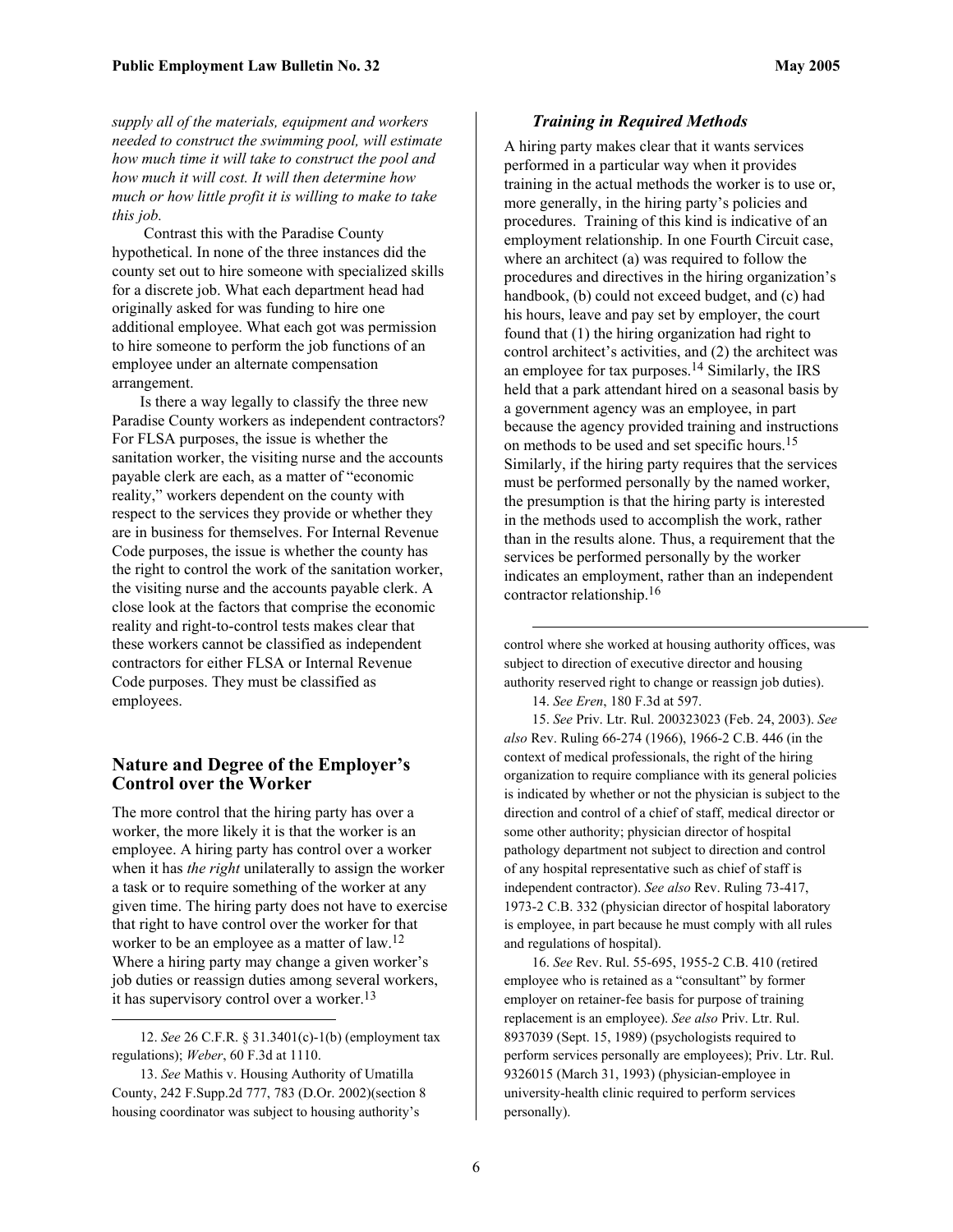*supply all of the materials, equipment and workers needed to construct the swimming pool, will estimate how much time it will take to construct the pool and how much it will cost. It will then determine how much or how little profit it is willing to make to take this job.*

Contrast this with the Paradise County hypothetical. In none of the three instances did the county set out to hire someone with specialized skills for a discrete job. What each department head had originally asked for was funding to hire one additional employee. What each got was permission to hire someone to perform the job functions of an employee under an alternate compensation arrangement.

Is there a way legally to classify the three new Paradise County workers as independent contractors? For FLSA purposes, the issue is whether the sanitation worker, the visiting nurse and the accounts payable clerk are each, as a matter of "economic reality," workers dependent on the county with respect to the services they provide or whether they are in business for themselves. For Internal Revenue Code purposes, the issue is whether the county has the right to control the work of the sanitation worker, the visiting nurse and the accounts payable clerk. A close look at the factors that comprise the economic reality and right-to-control tests makes clear that these workers cannot be classified as independent contractors for either FLSA or Internal Revenue Code purposes. They must be classified as employees.

## Nature and Degree of the Employer's Control over the Worker

The more control that the hiring party has over a worker, the more likely it is that the worker is an employee. A hiring party has control over a worker when it has *the right* unilaterally to assign the worker a task or to require something of the worker at any given time. The hiring party does not have to exercise that right to have control over the worker for that worker to be an employee as a matter of law.[12] Where a hiring party may change a given worker's job duties or reassign duties among several workers, it has supervisory control over a worker.[13]

### *Training in Required Methods*

A hiring party makes clear that it wants services performed in a particular way when it provides training in the actual methods the worker is to use or, more generally, in the hiring party's policies and procedures. Training of this kind is indicative of an employment relationship. In one Fourth Circuit case, where an architect (a) was required to follow the procedures and directives in the hiring organization's handbook, (b) could not exceed budget, and (c) had his hours, leave and pay set by employer, the court found that (1) the hiring organization had right to control architect's activities, and (2) the architect was an employee for tax purposes.[14] Similarly, the IRS held that a park attendant hired on a seasonal basis by a government agency was an employee, in part because the agency provided training and instructions on methods to be used and set specific hours.[15] Similarly, if the hiring party requires that the services must be performed personally by the named worker, the presumption is that the hiring party is interested in the methods used to accomplish the work, rather than in the results alone. Thus, a requirement that the services be performed personally by the worker indicates an employment, rather than an independent contractor relationship.[16]

---

12. *See* 26 C.F.R. § 31.3401(c)-1(b) (employment tax regulations); *Weber*, 60 F.3d at 1110.

13. *See* Mathis v. Housing Authority of Umatilla County, 242 F.Supp.2d 777, 783 (D.Or. 2002)(section 8 housing coordinator was subject to housing authority's control where she worked at housing authority offices, was subject to direction of executive director and housing authority reserved right to change or reassign job duties).

14. *See Eren*, 180 F.3d at 597.

15. *See* Priv. Ltr. Rul. 200323023 (Feb. 24, 2003). *See also* Rev. Ruling 66-274 (1966), 1966-2 C.B. 446 (in the context of medical professionals, the right of the hiring organization to require compliance with its general policies is indicated by whether or not the physician is subject to the direction and control of a chief of staff, medical director or some other authority; physician director of hospital pathology department not subject to direction and control of any hospital representative such as chief of staff is independent contractor). *See also* Rev. Ruling 73-417, 1973-2 C.B. 332 (physician director of hospital laboratory is employee, in part because he must comply with all rules and regulations of hospital).

16. *See* Rev. Rul. 55-695, 1955-2 C.B. 410 (retired employee who is retained as a "consultant" by former employer on retainer-fee basis for purpose of training replacement is an employee). *See also* Priv. Ltr. Rul. 8937039 (Sept. 15, 1989) (psychologists required to perform services personally are employees); Priv. Ltr. Rul. 9326015 (March 31, 1993) (physician-employee in university-health clinic required to perform services personally).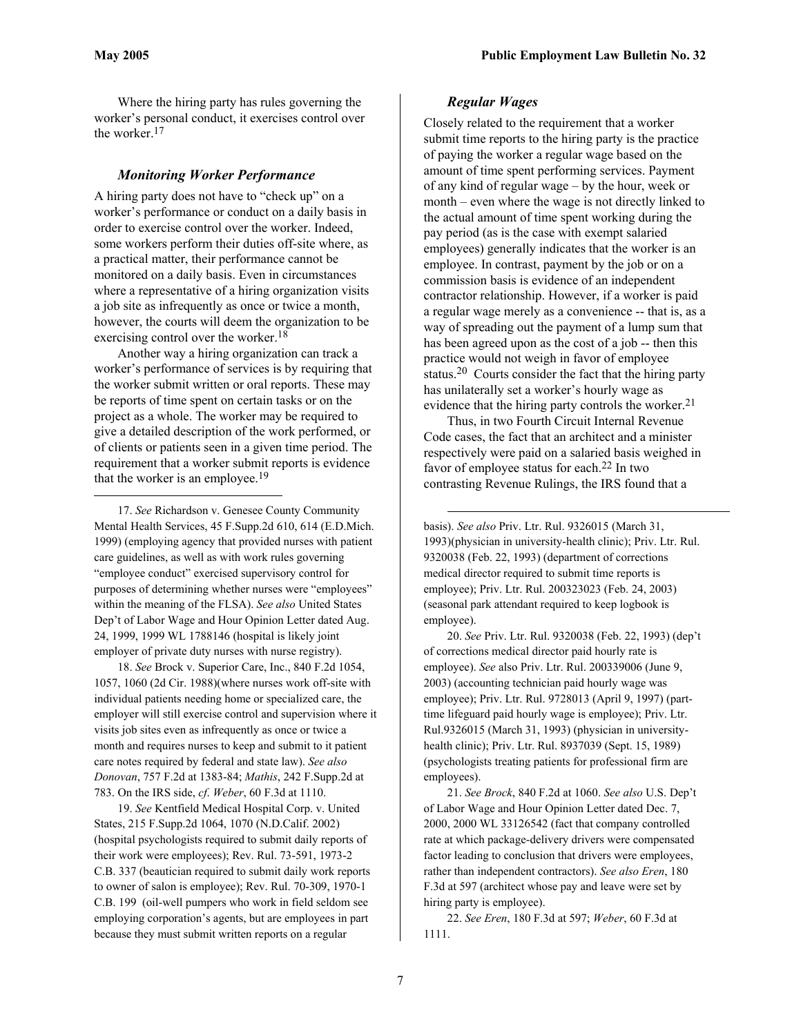Where the hiring party has rules governing the worker's personal conduct, it exercises control over the worker.[17]

### *Monitoring Worker Performance*

A hiring party does not have to "check up" on a worker's performance or conduct on a daily basis in order to exercise control over the worker. Indeed, some workers perform their duties off-site where, as a practical matter, their performance cannot be monitored on a daily basis. Even in circumstances where a representative of a hiring organization visits a job site as infrequently as once or twice a month, however, the courts will deem the organization to be exercising control over the worker.[18]

Another way a hiring organization can track a worker's performance of services is by requiring that the worker submit written or oral reports. These may be reports of time spent on certain tasks or on the project as a whole. The worker may be required to give a detailed description of the work performed, or of clients or patients seen in a given time period. The requirement that a worker submit reports is evidence that the worker is an employee.[19]

### *Regular Wages*

Closely related to the requirement that a worker submit time reports to the hiring party is the practice of paying the worker a regular wage based on the amount of time spent performing services. Payment of any kind of regular wage – by the hour, week or month – even where the wage is not directly linked to the actual amount of time spent working during the pay period (as is the case with exempt salaried employees) generally indicates that the worker is an employee. In contrast, payment by the job or on a commission basis is evidence of an independent contractor relationship. However, if a worker is paid a regular wage merely as a convenience -- that is, as a way of spreading out the payment of a lump sum that has been agreed upon as the cost of a job -- then this practice would not weigh in favor of employee status.[20] Courts consider the fact that the hiring party has unilaterally set a worker's hourly wage as evidence that the hiring party controls the worker.[21]

Thus, in two Fourth Circuit Internal Revenue Code cases, the fact that an architect and a minister respectively were paid on a salaried basis weighed in favor of employee status for each.[22] In two contrasting Revenue Rulings, the IRS found that a

---

17. *See* Richardson v. Genesee County Community Mental Health Services, 45 F.Supp.2d 610, 614 (E.D.Mich. 1999) (employing agency that provided nurses with patient care guidelines, as well as with work rules governing "employee conduct" exercised supervisory control for purposes of determining whether nurses were "employees" within the meaning of the FLSA). *See also* United States Dep't of Labor Wage and Hour Opinion Letter dated Aug. 24, 1999, 1999 WL 1788146 (hospital is likely joint employer of private duty nurses with nurse registry).

18. *See* Brock v. Superior Care, Inc., 840 F.2d 1054, 1057, 1060 (2d Cir. 1988)(where nurses work off-site with individual patients needing home or specialized care, the employer will still exercise control and supervision where it visits job sites even as infrequently as once or twice a month and requires nurses to keep and submit to it patient care notes required by federal and state law). *See also Donovan*, 757 F.2d at 1383-84; *Mathis*, 242 F.Supp.2d at 783. On the IRS side, *cf*. *Weber*, 60 F.3d at 1110.

19. *See* Kentfield Medical Hospital Corp. v. United States, 215 F.Supp.2d 1064, 1070 (N.D.Calif. 2002) (hospital psychologists required to submit daily reports of their work were employees); Rev. Rul. 73-591, 1973-2 C.B. 337 (beautician required to submit daily work reports to owner of salon is employee); Rev. Rul. 70-309, 1970-1 C.B. 199 (oil-well pumpers who work in field seldom see employing corporation's agents, but are employees in part because they must submit written reports on a regular basis). *See also* Priv. Ltr. Rul. 9326015 (March 31, 1993)(physician in university-health clinic); Priv. Ltr. Rul. 9320038 (Feb. 22, 1993) (department of corrections medical director required to submit time reports is employee); Priv. Ltr. Rul. 200323023 (Feb. 24, 2003) (seasonal park attendant required to keep logbook is employee).

20. *See* Priv. Ltr. Rul. 9320038 (Feb. 22, 1993) (dep't of corrections medical director paid hourly rate is employee). *See* also Priv. Ltr. Rul. 200339006 (June 9, 2003) (accounting technician paid hourly wage was employee); Priv. Ltr. Rul. 9728013 (April 9, 1997) (part-time lifeguard paid hourly wage is employee); Priv. Ltr. Rul.9326015 (March 31, 1993) (physician in university-health clinic); Priv. Ltr. Rul. 8937039 (Sept. 15, 1989) (psychologists treating patients for professional firm are employees).

21. *See Brock*, 840 F.2d at 1060. *See also* U.S. Dep't of Labor Wage and Hour Opinion Letter dated Dec. 7, 2000, 2000 WL 33126542 (fact that company controlled rate at which package-delivery drivers were compensated factor leading to conclusion that drivers were employees, rather than independent contractors). *See also Eren*, 180 F.3d at 597 (architect whose pay and leave were set by hiring party is employee).

22. *See Eren*, 180 F.3d at 597; *Weber*, 60 F.3d at 1111.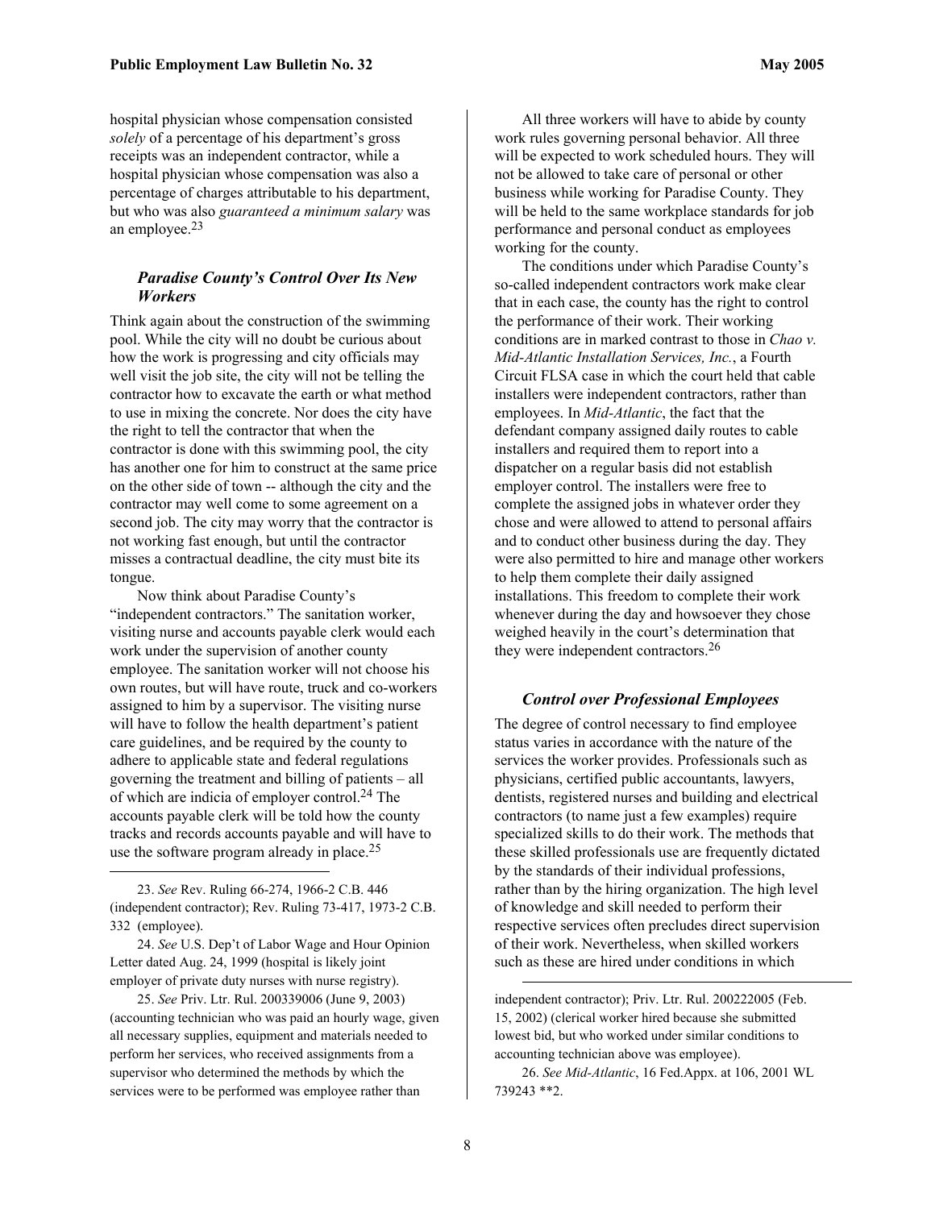hospital physician whose compensation consisted *solely* of a percentage of his department's gross receipts was an independent contractor, while a hospital physician whose compensation was also a percentage of charges attributable to his department, but who was also *guaranteed a minimum salary* was an employee.[23]

### *Paradise County's Control Over Its New Workers*

Think again about the construction of the swimming pool. While the city will no doubt be curious about how the work is progressing and city officials may well visit the job site, the city will not be telling the contractor how to excavate the earth or what method to use in mixing the concrete. Nor does the city have the right to tell the contractor that when the contractor is done with this swimming pool, the city has another one for him to construct at the same price on the other side of town -- although the city and the contractor may well come to some agreement on a second job. The city may worry that the contractor is not working fast enough, but until the contractor misses a contractual deadline, the city must bite its tongue.

Now think about Paradise County's "independent contractors." The sanitation worker, visiting nurse and accounts payable clerk would each work under the supervision of another county employee. The sanitation worker will not choose his own routes, but will have route, truck and co-workers assigned to him by a supervisor. The visiting nurse will have to follow the health department's patient care guidelines, and be required by the county to adhere to applicable state and federal regulations governing the treatment and billing of patients – all of which are indicia of employer control.[24] The accounts payable clerk will be told how the county tracks and records accounts payable and will have to use the software program already in place.[25]

All three workers will have to abide by county work rules governing personal behavior. All three will be expected to work scheduled hours. They will not be allowed to take care of personal or other business while working for Paradise County. They will be held to the same workplace standards for job performance and personal conduct as employees working for the county.

The conditions under which Paradise County's so-called independent contractors work make clear that in each case, the county has the right to control the performance of their work. Their working conditions are in marked contrast to those in *Chao v. Mid-Atlantic Installation Services, Inc.*, a Fourth Circuit FLSA case in which the court held that cable installers were independent contractors, rather than employees. In *Mid-Atlantic*, the fact that the defendant company assigned daily routes to cable installers and required them to report into a dispatcher on a regular basis did not establish employer control. The installers were free to complete the assigned jobs in whatever order they chose and were allowed to attend to personal affairs and to conduct other business during the day. They were also permitted to hire and manage other workers to help them complete their daily assigned installations. This freedom to complete their work whenever during the day and howsoever they chose weighed heavily in the court's determination that they were independent contractors.[26]

### *Control over Professional Employees*

The degree of control necessary to find employee status varies in accordance with the nature of the services the worker provides. Professionals such as physicians, certified public accountants, lawyers, dentists, registered nurses and building and electrical contractors (to name just a few examples) require specialized skills to do their work. The methods that these skilled professionals use are frequently dictated by the standards of their individual professions, rather than by the hiring organization. The high level of knowledge and skill needed to perform their respective services often precludes direct supervision of their work. Nevertheless, when skilled workers such as these are hired under conditions in which

---

23. *See* Rev. Ruling 66-274, 1966-2 C.B. 446 (independent contractor); Rev. Ruling 73-417, 1973-2 C.B. 332 (employee).

24. *See* U.S. Dep't of Labor Wage and Hour Opinion Letter dated Aug. 24, 1999 (hospital is likely joint employer of private duty nurses with nurse registry).

25. *See* Priv. Ltr. Rul. 200339006 (June 9, 2003) (accounting technician who was paid an hourly wage, given all necessary supplies, equipment and materials needed to perform her services, who received assignments from a supervisor who determined the methods by which the services were to be performed was employee rather than independent contractor); Priv. Ltr. Rul. 200222005 (Feb. 15, 2002) (clerical worker hired because she submitted lowest bid, but who worked under similar conditions to accounting technician above was employee).

26. *See Mid-Atlantic*, 16 Fed.Appx. at 106, 2001 WL 739243 **2.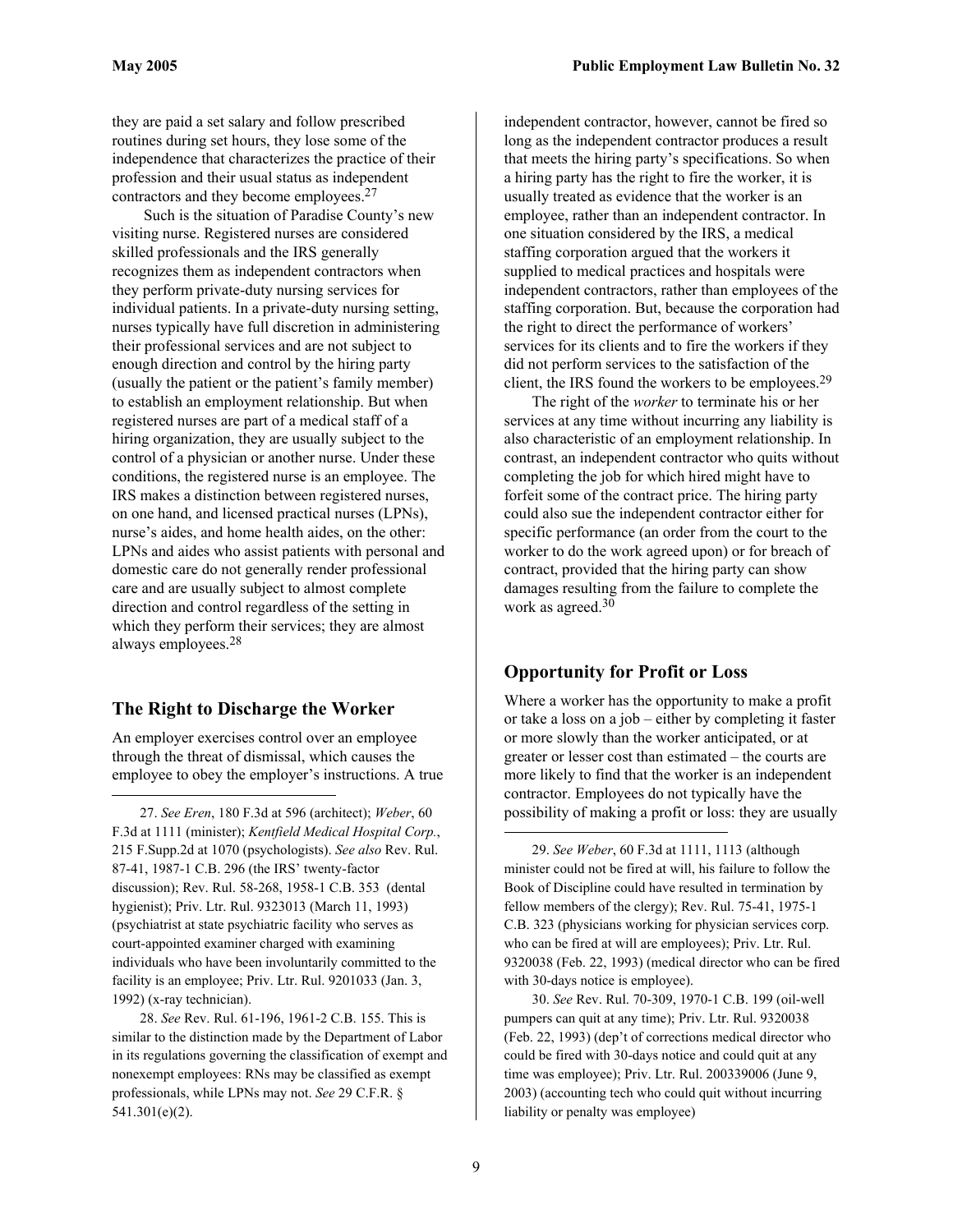they are paid a set salary and follow prescribed routines during set hours, they lose some of the independence that characterizes the practice of their profession and their usual status as independent contractors and they become employees.[27]

Such is the situation of Paradise County's new visiting nurse. Registered nurses are considered skilled professionals and the IRS generally recognizes them as independent contractors when they perform private-duty nursing services for individual patients. In a private-duty nursing setting, nurses typically have full discretion in administering their professional services and are not subject to enough direction and control by the hiring party (usually the patient or the patient's family member) to establish an employment relationship. But when registered nurses are part of a medical staff of a hiring organization, they are usually subject to the control of a physician or another nurse. Under these conditions, the registered nurse is an employee. The IRS makes a distinction between registered nurses, on one hand, and licensed practical nurses (LPNs), nurse's aides, and home health aides, on the other: LPNs and aides who assist patients with personal and domestic care do not generally render professional care and are usually subject to almost complete direction and control regardless of the setting in which they perform their services; they are almost always employees.[28]

## The Right to Discharge the Worker

An employer exercises control over an employee through the threat of dismissal, which causes the employee to obey the employer's instructions. A true independent contractor, however, cannot be fired so long as the independent contractor produces a result that meets the hiring party's specifications. So when a hiring party has the right to fire the worker, it is usually treated as evidence that the worker is an employee, rather than an independent contractor. In one situation considered by the IRS, a medical staffing corporation argued that the workers it supplied to medical practices and hospitals were independent contractors, rather than employees of the staffing corporation. But, because the corporation had the right to direct the performance of workers' services for its clients and to fire the workers if they did not perform services to the satisfaction of the client, the IRS found the workers to be employees.[29]

The right of the *worker* to terminate his or her services at any time without incurring any liability is also characteristic of an employment relationship. In contrast, an independent contractor who quits without completing the job for which hired might have to forfeit some of the contract price. The hiring party could also sue the independent contractor either for specific performance (an order from the court to the worker to do the work agreed upon) or for breach of contract, provided that the hiring party can show damages resulting from the failure to complete the work as agreed.[30]

## Opportunity for Profit or Loss

Where a worker has the opportunity to make a profit or take a loss on a job – either by completing it faster or more slowly than the worker anticipated, or at greater or lesser cost than estimated – the courts are more likely to find that the worker is an independent contractor. Employees do not typically have the possibility of making a profit or loss: they are usually

---

27. *See Eren*, 180 F.3d at 596 (architect); *Weber*, 60 F.3d at 1111 (minister); *Kentfield Medical Hospital Corp.*, 215 F.Supp.2d at 1070 (psychologists). *See also* Rev. Rul. 87-41, 1987-1 C.B. 296 (the IRS' twenty-factor discussion); Rev. Rul. 58-268, 1958-1 C.B. 353 (dental hygienist); Priv. Ltr. Rul. 9323013 (March 11, 1993) (psychiatrist at state psychiatric facility who serves as court-appointed examiner charged with examining individuals who have been involuntarily committed to the facility is an employee; Priv. Ltr. Rul. 9201033 (Jan. 3, 1992) (x-ray technician).

28. *See* Rev. Rul. 61-196, 1961-2 C.B. 155. This is similar to the distinction made by the Department of Labor in its regulations governing the classification of exempt and nonexempt employees: RNs may be classified as exempt professionals, while LPNs may not. *See* 29 C.F.R. § 541.301(e)(2).

29. *See Weber*, 60 F.3d at 1111, 1113 (although minister could not be fired at will, his failure to follow the Book of Discipline could have resulted in termination by fellow members of the clergy); Rev. Rul. 75-41, 1975-1 C.B. 323 (physicians working for physician services corp. who can be fired at will are employees); Priv. Ltr. Rul. 9320038 (Feb. 22, 1993) (medical director who can be fired with 30-days notice is employee).

30. *See* Rev. Rul. 70-309, 1970-1 C.B. 199 (oil-well pumpers can quit at any time); Priv. Ltr. Rul. 9320038 (Feb. 22, 1993) (dep't of corrections medical director who could be fired with 30-days notice and could quit at any time was employee); Priv. Ltr. Rul. 200339006 (June 9, 2003) (accounting tech who could quit without incurring liability or penalty was employee)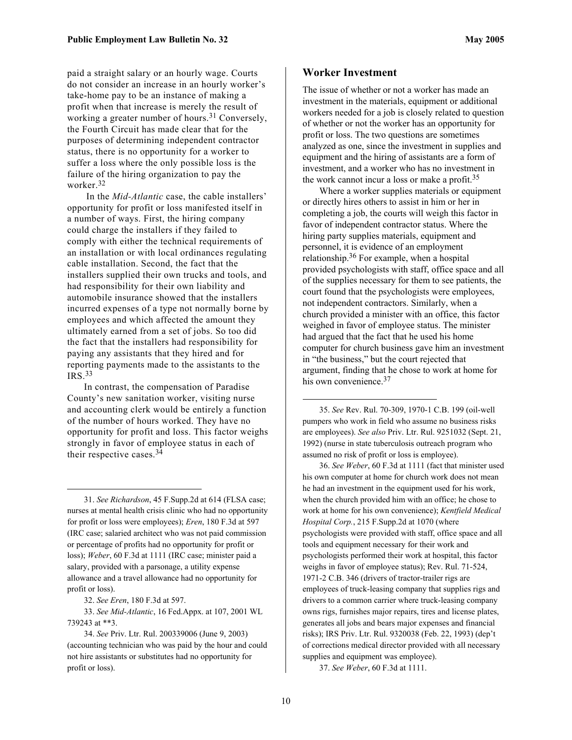paid a straight salary or an hourly wage. Courts do not consider an increase in an hourly worker's take-home pay to be an instance of making a profit when that increase is merely the result of working a greater number of hours.[31] Conversely, the Fourth Circuit has made clear that for the purposes of determining independent contractor status, there is no opportunity for a worker to suffer a loss where the only possible loss is the failure of the hiring organization to pay the worker.[32]

In the *Mid-Atlantic* case, the cable installers' opportunity for profit or loss manifested itself in a number of ways. First, the hiring company could charge the installers if they failed to comply with either the technical requirements of an installation or with local ordinances regulating cable installation. Second, the fact that the installers supplied their own trucks and tools, and had responsibility for their own liability and automobile insurance showed that the installers incurred expenses of a type not normally borne by employees and which affected the amount they ultimately earned from a set of jobs. So too did the fact that the installers had responsibility for paying any assistants that they hired and for reporting payments made to the assistants to the IRS.[33]

In contrast, the compensation of Paradise County's new sanitation worker, visiting nurse and accounting clerk would be entirely a function of the number of hours worked. They have no opportunity for profit and loss. This factor weighs strongly in favor of employee status in each of their respective cases.[34]

## Worker Investment

The issue of whether or not a worker has made an investment in the materials, equipment or additional workers needed for a job is closely related to question of whether or not the worker has an opportunity for profit or loss. The two questions are sometimes analyzed as one, since the investment in supplies and equipment and the hiring of assistants are a form of investment, and a worker who has no investment in the work cannot incur a loss or make a profit.[35]

Where a worker supplies materials or equipment or directly hires others to assist in him or her in completing a job, the courts will weigh this factor in favor of independent contractor status. Where the hiring party supplies materials, equipment and personnel, it is evidence of an employment relationship.[36] For example, when a hospital provided psychologists with staff, office space and all of the supplies necessary for them to see patients, the court found that the psychologists were employees, not independent contractors. Similarly, when a church provided a minister with an office, this factor weighed in favor of employee status. The minister had argued that the fact that he used his home computer for church business gave him an investment in "the business," but the court rejected that argument, finding that he chose to work at home for his own convenience.[37]

---

31. *See Richardson*, 45 F.Supp.2d at 614 (FLSA case; nurses at mental health crisis clinic who had no opportunity for profit or loss were employees); *Eren*, 180 F.3d at 597 (IRC case; salaried architect who was not paid commission or percentage of profits had no opportunity for profit or loss); *Weber*, 60 F.3d at 1111 (IRC case; minister paid a salary, provided with a parsonage, a utility expense allowance and a travel allowance had no opportunity for profit or loss).

32. *See Eren*, 180 F.3d at 597.

33. *See Mid-Atlantic*, 16 Fed.Appx. at 107, 2001 WL 739243 at **3.

34. *See* Priv. Ltr. Rul. 200339006 (June 9, 2003) (accounting technician who was paid by the hour and could not hire assistants or substitutes had no opportunity for profit or loss).

35. *See* Rev. Rul. 70-309, 1970-1 C.B. 199 (oil-well pumpers who work in field who assume no business risks are employees). *See also* Priv. Ltr. Rul. 9251032 (Sept. 21, 1992) (nurse in state tuberculosis outreach program who assumed no risk of profit or loss is employee).

36. *See Weber*, 60 F.3d at 1111 (fact that minister used his own computer at home for church work does not mean he had an investment in the equipment used for his work, when the church provided him with an office; he chose to work at home for his own convenience); *Kentfield Medical Hospital Corp.*, 215 F.Supp.2d at 1070 (where psychologists were provided with staff, office space and all tools and equipment necessary for their work and psychologists performed their work at hospital, this factor weighs in favor of employee status); Rev. Rul. 71-524, 1971-2 C.B. 346 (drivers of tractor-trailer rigs are employees of truck-leasing company that supplies rigs and drivers to a common carrier where truck-leasing company owns rigs, furnishes major repairs, tires and license plates, generates all jobs and bears major expenses and financial risks); IRS Priv. Ltr. Rul. 9320038 (Feb. 22, 1993) (dep't of corrections medical director provided with all necessary supplies and equipment was employee).

37. *See Weber*, 60 F.3d at 1111.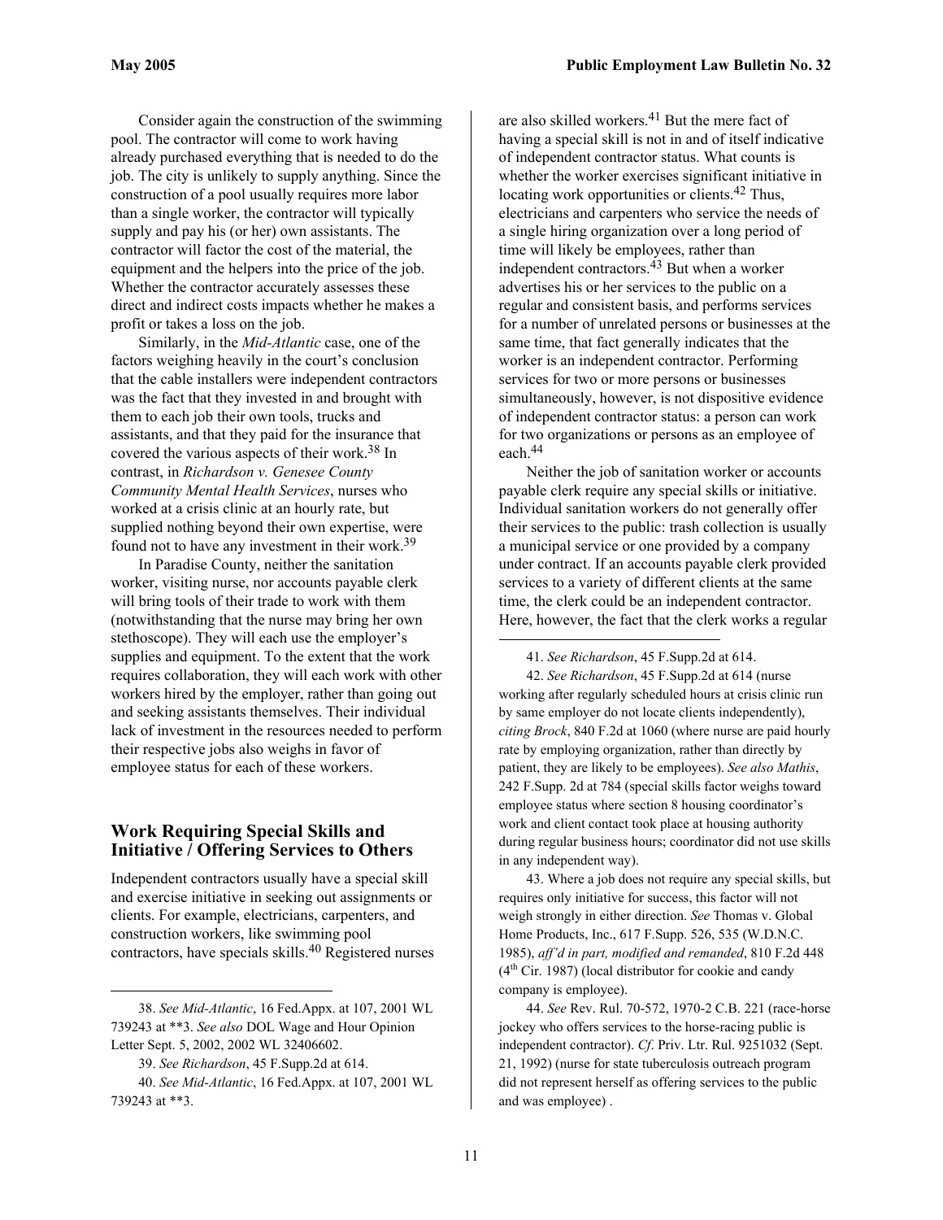Consider again the construction of the swimming pool. The contractor will come to work having already purchased everything that is needed to do the job. The city is unlikely to supply anything. Since the construction of a pool usually requires more labor than a single worker, the contractor will typically supply and pay his (or her) own assistants. The contractor will factor the cost of the material, the equipment and the helpers into the price of the job. Whether the contractor accurately assesses these direct and indirect costs impacts whether he makes a profit or takes a loss on the job.

Similarly, in the *Mid-Atlantic* case, one of the factors weighing heavily in the court's conclusion that the cable installers were independent contractors was the fact that they invested in and brought with them to each job their own tools, trucks and assistants, and that they paid for the insurance that covered the various aspects of their work.[38] In contrast, in *Richardson v. Genesee County Community Mental Health Services*, nurses who worked at a crisis clinic at an hourly rate, but supplied nothing beyond their own expertise, were found not to have any investment in their work.[39]

In Paradise County, neither the sanitation worker, visiting nurse, nor accounts payable clerk will bring tools of their trade to work with them (notwithstanding that the nurse may bring her own stethoscope). They will each use the employer's supplies and equipment. To the extent that the work requires collaboration, they will each work with other workers hired by the employer, rather than going out and seeking assistants themselves. Their individual lack of investment in the resources needed to perform their respective jobs also weighs in favor of employee status for each of these workers.

## Work Requiring Special Skills and Initiative / Offering Services to Others

Independent contractors usually have a special skill and exercise initiative in seeking out assignments or clients. For example, electricians, carpenters, and construction workers, like swimming pool contractors, have specials skills.[40] Registered nurses are also skilled workers.[41] But the mere fact of having a special skill is not in and of itself indicative of independent contractor status. What counts is whether the worker exercises significant initiative in locating work opportunities or clients.[42] Thus, electricians and carpenters who service the needs of a single hiring organization over a long period of time will likely be employees, rather than independent contractors.[43] But when a worker advertises his or her services to the public on a regular and consistent basis, and performs services for a number of unrelated persons or businesses at the same time, that fact generally indicates that the worker is an independent contractor. Performing services for two or more persons or businesses simultaneously, however, is not dispositive evidence of independent contractor status: a person can work for two organizations or persons as an employee of each.[44]

Neither the job of sanitation worker or accounts payable clerk require any special skills or initiative. Individual sanitation workers do not generally offer their services to the public: trash collection is usually a municipal service or one provided by a company under contract. If an accounts payable clerk provided services to a variety of different clients at the same time, the clerk could be an independent contractor. Here, however, the fact that the clerk works a regular

---

38. *See Mid-Atlantic*, 16 Fed.Appx. at 107, 2001 WL 739243 at **3. *See also* DOL Wage and Hour Opinion Letter Sept. 5, 2002, 2002 WL 32406602.

39. *See Richardson*, 45 F.Supp.2d at 614.

40. *See Mid-Atlantic*, 16 Fed.Appx. at 107, 2001 WL 739243 at **3.

41. *See Richardson*, 45 F.Supp.2d at 614.

42. *See Richardson*, 45 F.Supp.2d at 614 (nurse working after regularly scheduled hours at crisis clinic run by same employer do not locate clients independently), *citing Brock*, 840 F.2d at 1060 (where nurse are paid hourly rate by employing organization, rather than directly by patient, they are likely to be employees). *See also Mathis*, 242 F.Supp. 2d at 784 (special skills factor weighs toward employee status where section 8 housing coordinator's work and client contact took place at housing authority during regular business hours; coordinator did not use skills in any independent way).

43. Where a job does not require any special skills, but requires only initiative for success, this factor will not weigh strongly in either direction. *See* Thomas v. Global Home Products, Inc., 617 F.Supp. 526, 535 (W.D.N.C. 1985), *aff'd in part, modified and remanded*, 810 F.2d 448 (4th Cir. 1987) (local distributor for cookie and candy company is employee).

44. *See* Rev. Rul. 70-572, 1970-2 C.B. 221 (race-horse jockey who offers services to the horse-racing public is independent contractor). *Cf.* Priv. Ltr. Rul. 9251032 (Sept. 21, 1992) (nurse for state tuberculosis outreach program did not represent herself as offering services to the public and was employee) .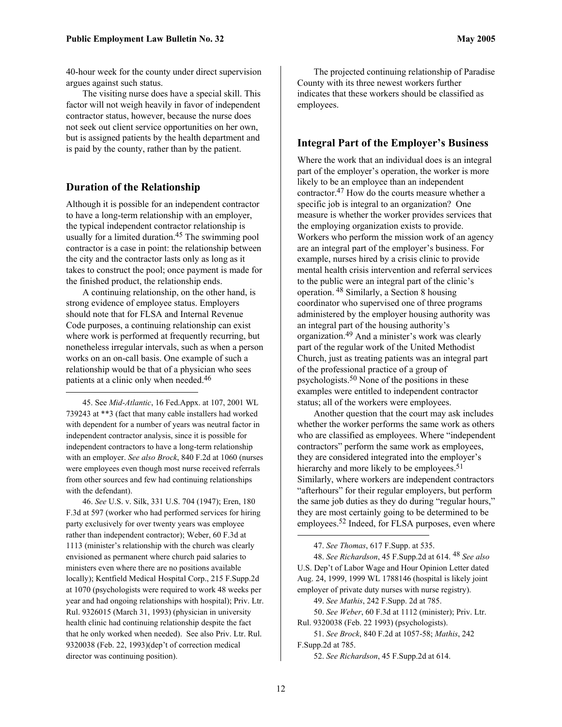40-hour week for the county under direct supervision argues against such status.

The visiting nurse does have a special skill. This factor will not weigh heavily in favor of independent contractor status, however, because the nurse does not seek out client service opportunities on her own, but is assigned patients by the health department and is paid by the county, rather than by the patient.

## Duration of the Relationship

Although it is possible for an independent contractor to have a long-term relationship with an employer, the typical independent contractor relationship is usually for a limited duration.[45] The swimming pool contractor is a case in point: the relationship between the city and the contractor lasts only as long as it takes to construct the pool; once payment is made for the finished product, the relationship ends.

A continuing relationship, on the other hand, is strong evidence of employee status. Employers should note that for FLSA and Internal Revenue Code purposes, a continuing relationship can exist where work is performed at frequently recurring, but nonetheless irregular intervals, such as when a person works on an on-call basis. One example of such a relationship would be that of a physician who sees patients at a clinic only when needed.[46]

The projected continuing relationship of Paradise County with its three newest workers further indicates that these workers should be classified as employees.

## Integral Part of the Employer's Business

Where the work that an individual does is an integral part of the employer's operation, the worker is more likely to be an employee than an independent contractor.[47] How do the courts measure whether a specific job is integral to an organization? One measure is whether the worker provides services that the employing organization exists to provide. Workers who perform the mission work of an agency are an integral part of the employer's business. For example, nurses hired by a crisis clinic to provide mental health crisis intervention and referral services to the public were an integral part of the clinic's operation.[48] Similarly, a Section 8 housing coordinator who supervised one of three programs administered by the employer housing authority was an integral part of the housing authority's organization.[49] And a minister's work was clearly part of the regular work of the United Methodist Church, just as treating patients was an integral part of the professional practice of a group of psychologists.[50] None of the positions in these examples were entitled to independent contractor status; all of the workers were employees.

Another question that the court may ask includes whether the worker performs the same work as others who are classified as employees. Where "independent contractors" perform the same work as employees, they are considered integrated into the employer's hierarchy and more likely to be employees.[51] Similarly, where workers are independent contractors "afterhours" for their regular employers, but perform the same job duties as they do during "regular hours," they are most certainly going to be determined to be employees.[52] Indeed, for FLSA purposes, even where

---

45. See *Mid-Atlantic*, 16 Fed.Appx. at 107, 2001 WL 739243 at **3 (fact that many cable installers had worked with dependent for a number of years was neutral factor in independent contractor analysis, since it is possible for independent contractors to have a long-term relationship with an employer. *See also Brock*, 840 F.2d at 1060 (nurses were employees even though most nurse received referrals from other sources and few had continuing relationships with the defendant).

46. *See* U.S. v. Silk, 331 U.S. 704 (1947); Eren, 180 F.3d at 597 (worker who had performed services for hiring party exclusively for over twenty years was employee rather than independent contractor); Weber, 60 F.3d at 1113 (minister's relationship with the church was clearly envisioned as permanent where church paid salaries to ministers even where there are no positions available locally); Kentfield Medical Hospital Corp., 215 F.Supp.2d at 1070 (psychologists were required to work 48 weeks per year and had ongoing relationships with hospital); Priv. Ltr. Rul. 9326015 (March 31, 1993) (physician in university health clinic had continuing relationship despite the fact that he only worked when needed). See also Priv. Ltr. Rul. 9320038 (Feb. 22, 1993)(dep't of correction medical director was continuing position).

47. *See Thomas*, 617 F.Supp. at 535.

48. *See Richardson*, 45 F.Supp.2d at 614. [48] *See also* U.S. Dep't of Labor Wage and Hour Opinion Letter dated Aug. 24, 1999, 1999 WL 1788146 (hospital is likely joint employer of private duty nurses with nurse registry).

49. *See Mathis*, 242 F.Supp. 2d at 785.

50. *See Weber*, 60 F.3d at 1112 (minister); Priv. Ltr. Rul. 9320038 (Feb. 22 1993) (psychologists).

51. *See Brock*, 840 F.2d at 1057-58; *Mathis*, 242 F.Supp.2d at 785.

52. *See Richardson*, 45 F.Supp.2d at 614.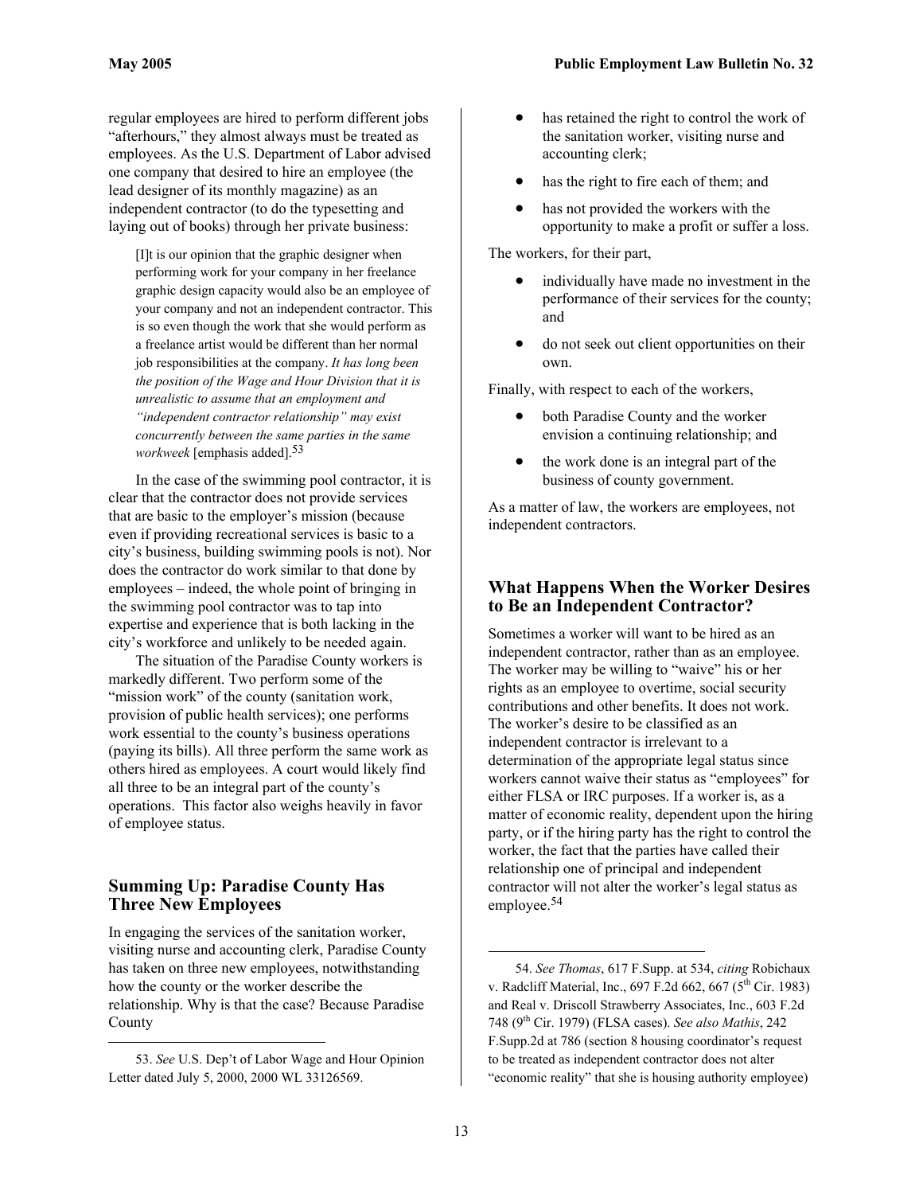regular employees are hired to perform different jobs "afterhours," they almost always must be treated as employees. As the U.S. Department of Labor advised one company that desired to hire an employee (the lead designer of its monthly magazine) as an independent contractor (to do the typesetting and laying out of books) through her private business:

> [I]t is our opinion that the graphic designer when performing work for your company in her freelance graphic design capacity would also be an employee of your company and not an independent contractor. This is so even though the work that she would perform as a freelance artist would be different than her normal job responsibilities at the company. *It has long been the position of the Wage and Hour Division that it is unrealistic to assume that an employment and "independent contractor relationship" may exist concurrently between the same parties in the same workweek* [emphasis added].[53]

In the case of the swimming pool contractor, it is clear that the contractor does not provide services that are basic to the employer's mission (because even if providing recreational services is basic to a city's business, building swimming pools is not). Nor does the contractor do work similar to that done by employees – indeed, the whole point of bringing in the swimming pool contractor was to tap into expertise and experience that is both lacking in the city's workforce and unlikely to be needed again.

The situation of the Paradise County workers is markedly different. Two perform some of the "mission work" of the county (sanitation work, provision of public health services); one performs work essential to the county's business operations (paying its bills). All three perform the same work as others hired as employees. A court would likely find all three to be an integral part of the county's operations. This factor also weighs heavily in favor of employee status.

## Summing Up: Paradise County Has Three New Employees

In engaging the services of the sanitation worker, visiting nurse and accounting clerk, Paradise County has taken on three new employees, notwithstanding how the county or the worker describe the relationship. Why is that the case? Because Paradise County

- has retained the right to control the work of the sanitation worker, visiting nurse and accounting clerk;
- has the right to fire each of them; and
- has not provided the workers with the opportunity to make a profit or suffer a loss.

The workers, for their part,

- individually have made no investment in the performance of their services for the county; and
- do not seek out client opportunities on their own.

Finally, with respect to each of the workers,

- both Paradise County and the worker envision a continuing relationship; and
- the work done is an integral part of the business of county government.

As a matter of law, the workers are employees, not independent contractors.

## What Happens When the Worker Desires to Be an Independent Contractor?

Sometimes a worker will want to be hired as an independent contractor, rather than as an employee. The worker may be willing to "waive" his or her rights as an employee to overtime, social security contributions and other benefits. It does not work. The worker's desire to be classified as an independent contractor is irrelevant to a determination of the appropriate legal status since workers cannot waive their status as "employees" for either FLSA or IRC purposes. If a worker is, as a matter of economic reality, dependent upon the hiring party, or if the hiring party has the right to control the worker, the fact that the parties have called their relationship one of principal and independent contractor will not alter the worker's legal status as employee.[54]

---

53. *See* U.S. Dep't of Labor Wage and Hour Opinion Letter dated July 5, 2000, 2000 WL 33126569.

54. *See Thomas*, 617 F.Supp. at 534, *citing* Robichaux v. Radcliff Material, Inc., 697 F.2d 662, 667 (5th Cir. 1983) and Real v. Driscoll Strawberry Associates, Inc., 603 F.2d 748 (9th Cir. 1979) (FLSA cases). *See also Mathis*, 242 F.Supp.2d at 786 (section 8 housing coordinator's request to be treated as independent contractor does not alter "economic reality" that she is housing authority employee)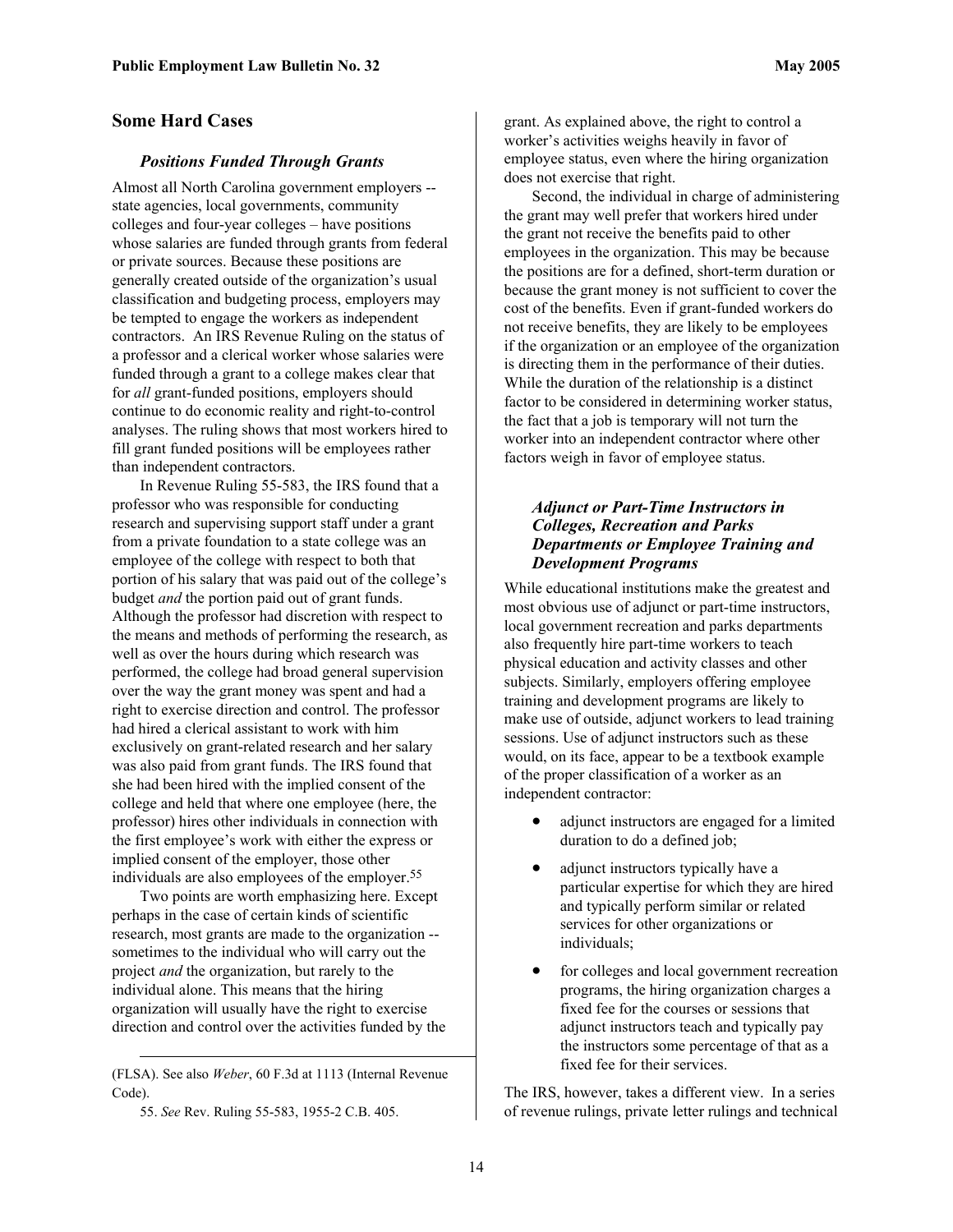## Some Hard Cases

### *Positions Funded Through Grants*

Almost all North Carolina government employers -- state agencies, local governments, community colleges and four-year colleges – have positions whose salaries are funded through grants from federal or private sources. Because these positions are generally created outside of the organization's usual classification and budgeting process, employers may be tempted to engage the workers as independent contractors. An IRS Revenue Ruling on the status of a professor and a clerical worker whose salaries were funded through a grant to a college makes clear that for *all* grant-funded positions, employers should continue to do economic reality and right-to-control analyses. The ruling shows that most workers hired to fill grant funded positions will be employees rather than independent contractors.

In Revenue Ruling 55-583, the IRS found that a professor who was responsible for conducting research and supervising support staff under a grant from a private foundation to a state college was an employee of the college with respect to both that portion of his salary that was paid out of the college's budget *and* the portion paid out of grant funds. Although the professor had discretion with respect to the means and methods of performing the research, as well as over the hours during which research was performed, the college had broad general supervision over the way the grant money was spent and had a right to exercise direction and control. The professor had hired a clerical assistant to work with him exclusively on grant-related research and her salary was also paid from grant funds. The IRS found that she had been hired with the implied consent of the college and held that where one employee (here, the professor) hires other individuals in connection with the first employee's work with either the express or implied consent of the employer, those other individuals are also employees of the employer.[55]

Two points are worth emphasizing here. Except perhaps in the case of certain kinds of scientific research, most grants are made to the organization -- sometimes to the individual who will carry out the project *and* the organization, but rarely to the individual alone. This means that the hiring organization will usually have the right to exercise direction and control over the activities funded by the grant. As explained above, the right to control a worker's activities weighs heavily in favor of employee status, even where the hiring organization does not exercise that right.

Second, the individual in charge of administering the grant may well prefer that workers hired under the grant not receive the benefits paid to other employees in the organization. This may be because the positions are for a defined, short-term duration or because the grant money is not sufficient to cover the cost of the benefits. Even if grant-funded workers do not receive benefits, they are likely to be employees if the organization or an employee of the organization is directing them in the performance of their duties. While the duration of the relationship is a distinct factor to be considered in determining worker status, the fact that a job is temporary will not turn the worker into an independent contractor where other factors weigh in favor of employee status.

### *Adjunct or Part-Time Instructors in Colleges, Recreation and Parks Departments or Employee Training and Development Programs*

While educational institutions make the greatest and most obvious use of adjunct or part-time instructors, local government recreation and parks departments also frequently hire part-time workers to teach physical education and activity classes and other subjects. Similarly, employers offering employee training and development programs are likely to make use of outside, adjunct workers to lead training sessions. Use of adjunct instructors such as these would, on its face, appear to be a textbook example of the proper classification of a worker as an independent contractor:

- adjunct instructors are engaged for a limited duration to do a defined job;
- adjunct instructors typically have a particular expertise for which they are hired and typically perform similar or related services for other organizations or individuals;
- for colleges and local government recreation programs, the hiring organization charges a fixed fee for the courses or sessions that adjunct instructors teach and typically pay the instructors some percentage of that as a fixed fee for their services.

The IRS, however, takes a different view. In a series of revenue rulings, private letter rulings and technical

---

(FLSA). See also *Weber*, 60 F.3d at 1113 (Internal Revenue Code).

55. *See* Rev. Ruling 55-583, 1955-2 C.B. 405.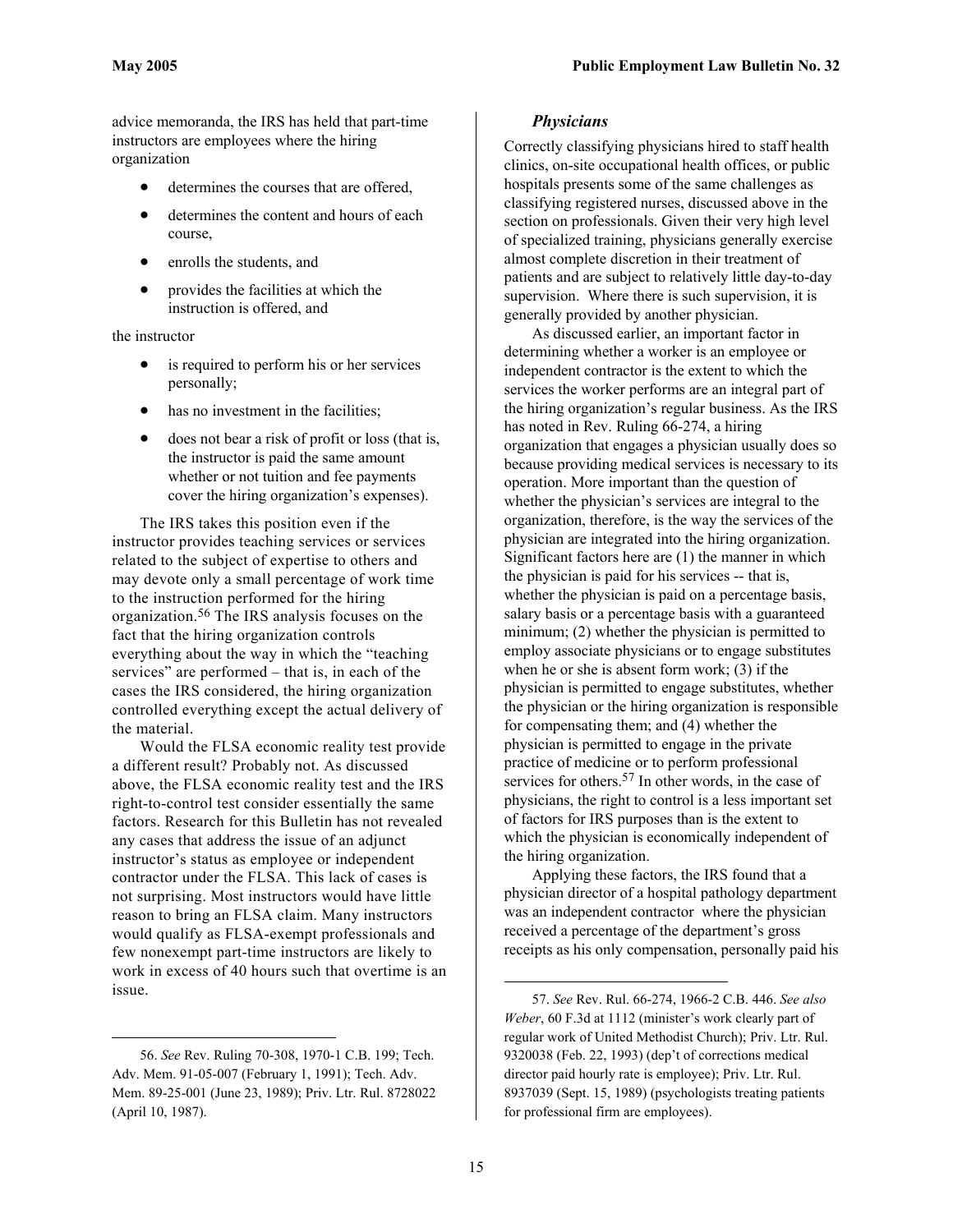advice memoranda, the IRS has held that part-time instructors are employees where the hiring organization

- determines the courses that are offered,
- determines the content and hours of each course,
- enrolls the students, and
- provides the facilities at which the instruction is offered, and

the instructor

- is required to perform his or her services personally;
- has no investment in the facilities;
- does not bear a risk of profit or loss (that is, the instructor is paid the same amount whether or not tuition and fee payments cover the hiring organization's expenses).

The IRS takes this position even if the instructor provides teaching services or services related to the subject of expertise to others and may devote only a small percentage of work time to the instruction performed for the hiring organization.[56] The IRS analysis focuses on the fact that the hiring organization controls everything about the way in which the "teaching services" are performed – that is, in each of the cases the IRS considered, the hiring organization controlled everything except the actual delivery of the material.

Would the FLSA economic reality test provide a different result? Probably not. As discussed above, the FLSA economic reality test and the IRS right-to-control test consider essentially the same factors. Research for this Bulletin has not revealed any cases that address the issue of an adjunct instructor's status as employee or independent contractor under the FLSA. This lack of cases is not surprising. Most instructors would have little reason to bring an FLSA claim. Many instructors would qualify as FLSA-exempt professionals and few nonexempt part-time instructors are likely to work in excess of 40 hours such that overtime is an issue.

### *Physicians*

Correctly classifying physicians hired to staff health clinics, on-site occupational health offices, or public hospitals presents some of the same challenges as classifying registered nurses, discussed above in the section on professionals. Given their very high level of specialized training, physicians generally exercise almost complete discretion in their treatment of patients and are subject to relatively little day-to-day supervision. Where there is such supervision, it is generally provided by another physician.

As discussed earlier, an important factor in determining whether a worker is an employee or independent contractor is the extent to which the services the worker performs are an integral part of the hiring organization's regular business. As the IRS has noted in Rev. Ruling 66-274, a hiring organization that engages a physician usually does so because providing medical services is necessary to its operation. More important than the question of whether the physician's services are integral to the organization, therefore, is the way the services of the physician are integrated into the hiring organization. Significant factors here are (1) the manner in which the physician is paid for his services -- that is, whether the physician is paid on a percentage basis, salary basis or a percentage basis with a guaranteed minimum; (2) whether the physician is permitted to employ associate physicians or to engage substitutes when he or she is absent form work; (3) if the physician is permitted to engage substitutes, whether the physician or the hiring organization is responsible for compensating them; and (4) whether the physician is permitted to engage in the private practice of medicine or to perform professional services for others.[57] In other words, in the case of physicians, the right to control is a less important set of factors for IRS purposes than is the extent to which the physician is economically independent of the hiring organization.

Applying these factors, the IRS found that a physician director of a hospital pathology department was an independent contractor where the physician received a percentage of the department's gross receipts as his only compensation, personally paid his

---

56. *See* Rev. Ruling 70-308, 1970-1 C.B. 199; Tech. Adv. Mem. 91-05-007 (February 1, 1991); Tech. Adv. Mem. 89-25-001 (June 23, 1989); Priv. Ltr. Rul. 8728022 (April 10, 1987).

57. *See* Rev. Rul. 66-274, 1966-2 C.B. 446. *See also Weber*, 60 F.3d at 1112 (minister's work clearly part of regular work of United Methodist Church); Priv. Ltr. Rul. 9320038 (Feb. 22, 1993) (dep't of corrections medical director paid hourly rate is employee); Priv. Ltr. Rul. 8937039 (Sept. 15, 1989) (psychologists treating patients for professional firm are employees).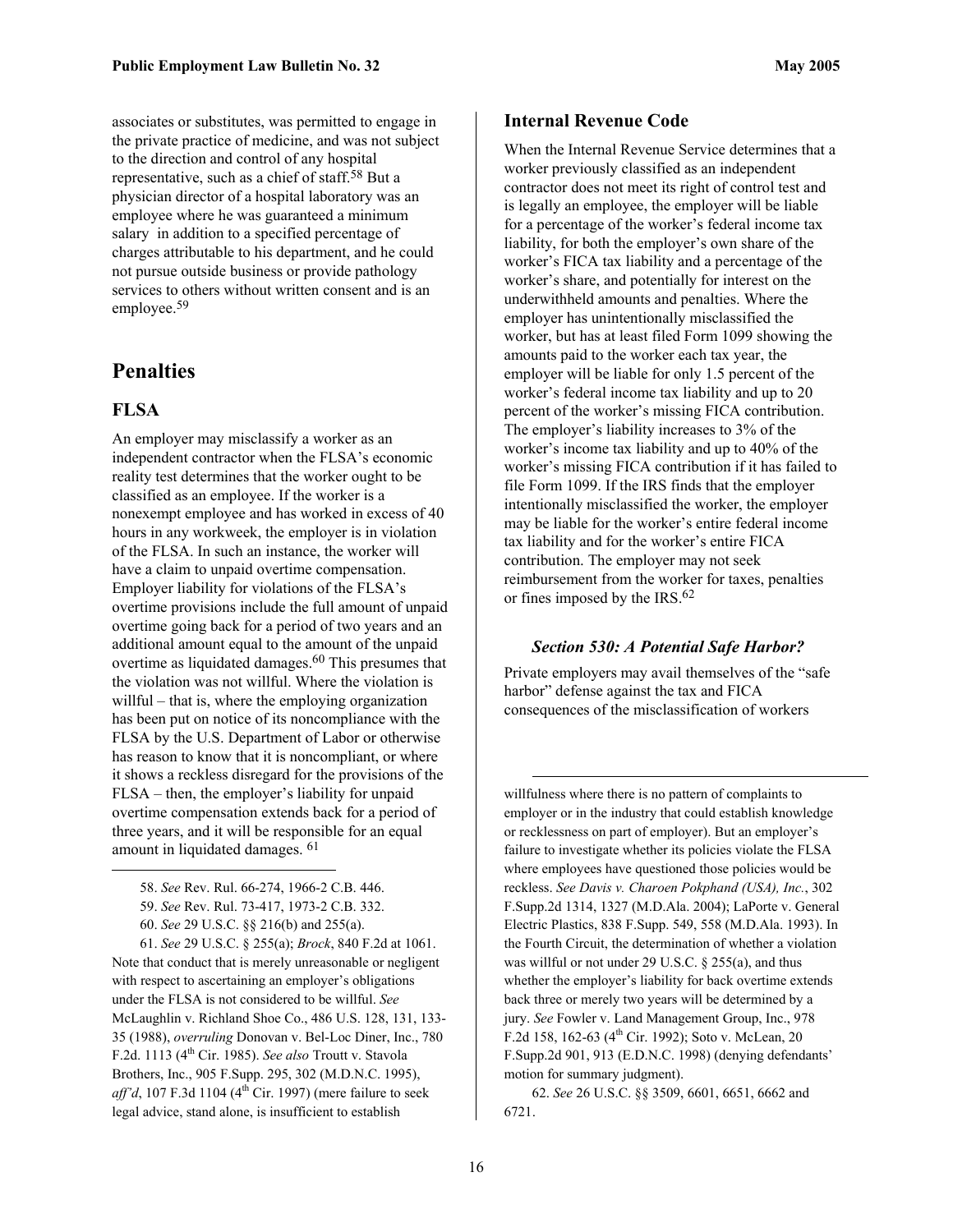associates or substitutes, was permitted to engage in the private practice of medicine, and was not subject to the direction and control of any hospital representative, such as a chief of staff.[58] But a physician director of a hospital laboratory was an employee where he was guaranteed a minimum salary in addition to a specified percentage of charges attributable to his department, and he could not pursue outside business or provide pathology services to others without written consent and is an employee.[59]

# Penalties

## FLSA

An employer may misclassify a worker as an independent contractor when the FLSA's economic reality test determines that the worker ought to be classified as an employee. If the worker is a nonexempt employee and has worked in excess of 40 hours in any workweek, the employer is in violation of the FLSA. In such an instance, the worker will have a claim to unpaid overtime compensation. Employer liability for violations of the FLSA's overtime provisions include the full amount of unpaid overtime going back for a period of two years and an additional amount equal to the amount of the unpaid overtime as liquidated damages.[60] This presumes that the violation was not willful. Where the violation is willful – that is, where the employing organization has been put on notice of its noncompliance with the FLSA by the U.S. Department of Labor or otherwise has reason to know that it is noncompliant, or where it shows a reckless disregard for the provisions of the FLSA – then, the employer's liability for unpaid overtime compensation extends back for a period of three years, and it will be responsible for an equal amount in liquidated damages.[61]

## Internal Revenue Code

When the Internal Revenue Service determines that a worker previously classified as an independent contractor does not meet its right of control test and is legally an employee, the employer will be liable for a percentage of the worker's federal income tax liability, for both the employer's own share of the worker's FICA tax liability and a percentage of the worker's share, and potentially for interest on the underwithheld amounts and penalties. Where the employer has unintentionally misclassified the worker, but has at least filed Form 1099 showing the amounts paid to the worker each tax year, the employer will be liable for only 1.5 percent of the worker's federal income tax liability and up to 20 percent of the worker's missing FICA contribution. The employer's liability increases to 3% of the worker's income tax liability and up to 40% of the worker's missing FICA contribution if it has failed to file Form 1099. If the IRS finds that the employer intentionally misclassified the worker, the employer may be liable for the worker's entire federal income tax liability and for the worker's entire FICA contribution. The employer may not seek reimbursement from the worker for taxes, penalties or fines imposed by the IRS.[62]

### *Section 530: A Potential Safe Harbor?*

Private employers may avail themselves of the "safe harbor" defense against the tax and FICA consequences of the misclassification of workers

---

58. *See* Rev. Rul. 66-274, 1966-2 C.B. 446.

59. *See* Rev. Rul. 73-417, 1973-2 C.B. 332.

60. *See* 29 U.S.C. §§ 216(b) and 255(a).

61. *See* 29 U.S.C. § 255(a); *Brock*, 840 F.2d at 1061. Note that conduct that is merely unreasonable or negligent with respect to ascertaining an employer's obligations under the FLSA is not considered to be willful. *See* McLaughlin v. Richland Shoe Co., 486 U.S. 128, 131, 133-35 (1988), *overruling* Donovan v. Bel-Loc Diner, Inc., 780 F.2d. 1113 (4th Cir. 1985). *See also* Troutt v. Stavola Brothers, Inc., 905 F.Supp. 295, 302 (M.D.N.C. 1995), *aff'd*, 107 F.3d 1104 (4th Cir. 1997) (mere failure to seek legal advice, stand alone, is insufficient to establish willfulness where there is no pattern of complaints to employer or in the industry that could establish knowledge or recklessness on part of employer). But an employer's failure to investigate whether its policies violate the FLSA where employees have questioned those policies would be reckless. *See Davis v. Charoen Pokphand (USA), Inc.*, 302 F.Supp.2d 1314, 1327 (M.D.Ala. 2004); LaPorte v. General Electric Plastics, 838 F.Supp. 549, 558 (M.D.Ala. 1993). In the Fourth Circuit, the determination of whether a violation was willful or not under 29 U.S.C. § 255(a), and thus whether the employer's liability for back overtime extends back three or merely two years will be determined by a jury. *See* Fowler v. Land Management Group, Inc., 978 F.2d 158, 162-63 (4th Cir. 1992); Soto v. McLean, 20 F.Supp.2d 901, 913 (E.D.N.C. 1998) (denying defendants' motion for summary judgment).

62. *See* 26 U.S.C. §§ 3509, 6601, 6651, 6662 and 6721.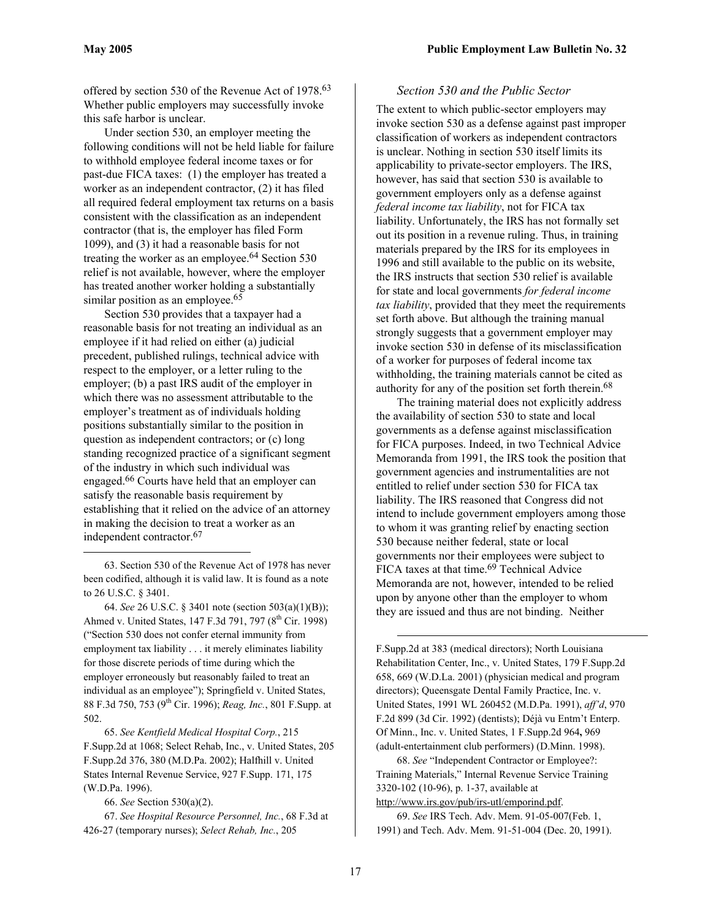offered by section 530 of the Revenue Act of 1978.[63] Whether public employers may successfully invoke this safe harbor is unclear.

Under section 530, an employer meeting the following conditions will not be held liable for failure to withhold employee federal income taxes or for past-due FICA taxes: (1) the employer has treated a worker as an independent contractor, (2) it has filed all required federal employment tax returns on a basis consistent with the classification as an independent contractor (that is, the employer has filed Form 1099), and (3) it had a reasonable basis for not treating the worker as an employee.[64] Section 530 relief is not available, however, where the employer has treated another worker holding a substantially similar position as an employee.[65]

Section 530 provides that a taxpayer had a reasonable basis for not treating an individual as an employee if it had relied on either (a) judicial precedent, published rulings, technical advice with respect to the employer, or a letter ruling to the employer; (b) a past IRS audit of the employer in which there was no assessment attributable to the employer's treatment as of individuals holding positions substantially similar to the position in question as independent contractors; or (c) long standing recognized practice of a significant segment of the industry in which such individual was engaged.[66] Courts have held that an employer can satisfy the reasonable basis requirement by establishing that it relied on the advice of an attorney in making the decision to treat a worker as an independent contractor.[67]

### *Section 530 and the Public Sector*

The extent to which public-sector employers may invoke section 530 as a defense against past improper classification of workers as independent contractors is unclear. Nothing in section 530 itself limits its applicability to private-sector employers. The IRS, however, has said that section 530 is available to government employers only as a defense against *federal income tax liability*, not for FICA tax liability. Unfortunately, the IRS has not formally set out its position in a revenue ruling. Thus, in training materials prepared by the IRS for its employees in 1996 and still available to the public on its website, the IRS instructs that section 530 relief is available for state and local governments *for federal income tax liability*, provided that they meet the requirements set forth above. But although the training manual strongly suggests that a government employer may invoke section 530 in defense of its misclassification of a worker for purposes of federal income tax withholding, the training materials cannot be cited as authority for any of the position set forth therein.[68]

The training material does not explicitly address the availability of section 530 to state and local governments as a defense against misclassification for FICA purposes. Indeed, in two Technical Advice Memoranda from 1991, the IRS took the position that government agencies and instrumentalities are not entitled to relief under section 530 for FICA tax liability. The IRS reasoned that Congress did not intend to include government employers among those to whom it was granting relief by enacting section 530 because neither federal, state or local governments nor their employees were subject to FICA taxes at that time.[69] Technical Advice Memoranda are not, however, intended to be relied upon by anyone other than the employer to whom they are issued and thus are not binding. Neither

---

63. Section 530 of the Revenue Act of 1978 has never been codified, although it is valid law. It is found as a note to 26 U.S.C. § 3401.

64. *See* 26 U.S.C. § 3401 note (section 503(a)(1)(B)); Ahmed v. United States, 147 F.3d 791, 797 (8th Cir. 1998) ("Section 530 does not confer eternal immunity from employment tax liability . . . it merely eliminates liability for those discrete periods of time during which the employer erroneously but reasonably failed to treat an individual as an employee"); Springfield v. United States, 88 F.3d 750, 753 (9th Cir. 1996); *Reag, Inc.*, 801 F.Supp. at 502.

65. *See Kentfield Medical Hospital Corp.*, 215 F.Supp.2d at 1068; Select Rehab, Inc., v. United States, 205 F.Supp.2d 376, 380 (M.D.Pa. 2002); Halfhill v. United States Internal Revenue Service, 927 F.Supp. 171, 175 (W.D.Pa. 1996).

66. *See* Section 530(a)(2).

67. *See Hospital Resource Personnel, Inc.*, 68 F.3d at 426-27 (temporary nurses); *Select Rehab, Inc.*, 205 F.Supp.2d at 383 (medical directors); North Louisiana Rehabilitation Center, Inc., v. United States, 179 F.Supp.2d 658, 669 (W.D.La. 2001) (physician medical and program directors); Queensgate Dental Family Practice, Inc. v. United States, 1991 WL 260452 (M.D.Pa. 1991), *aff'd*, 970 F.2d 899 (3d Cir. 1992) (dentists); Déjà vu Entm't Enterp. Of Minn., Inc. v. United States, 1 F.Supp.2d 964, 969 (adult-entertainment club performers) (D.Minn. 1998).

68. *See* "Independent Contractor or Employee?: Training Materials," Internal Revenue Service Training 3320-102 (10-96), p. 1-37, available at http://www.irs.gov/pub/irs-utl/emporind.pdf.

69. *See* IRS Tech. Adv. Mem. 91-05-007(Feb. 1, 1991) and Tech. Adv. Mem. 91-51-004 (Dec. 20, 1991).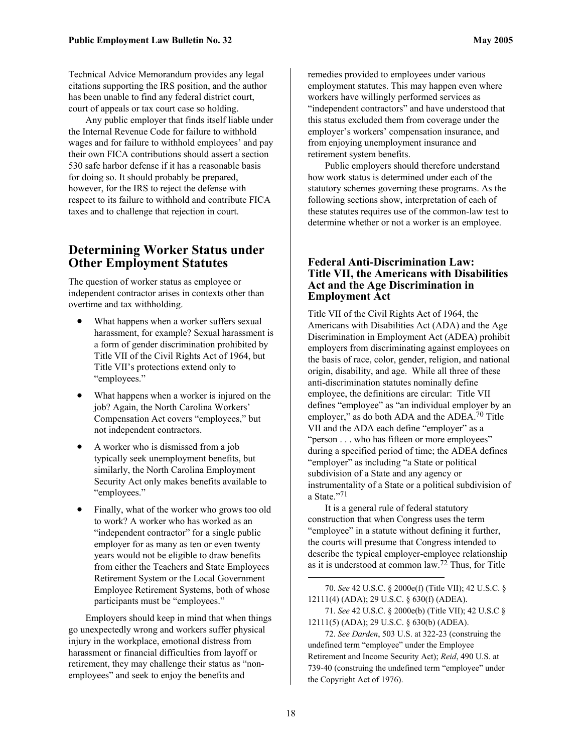Technical Advice Memorandum provides any legal citations supporting the IRS position, and the author has been unable to find any federal district court, court of appeals or tax court case so holding.

Any public employer that finds itself liable under the Internal Revenue Code for failure to withhold wages and for failure to withhold employees' and pay their own FICA contributions should assert a section 530 safe harbor defense if it has a reasonable basis for doing so. It should probably be prepared, however, for the IRS to reject the defense with respect to its failure to withhold and contribute FICA taxes and to challenge that rejection in court.

## Determining Worker Status under Other Employment Statutes

The question of worker status as employee or independent contractor arises in contexts other than overtime and tax withholding.

- What happens when a worker suffers sexual harassment, for example? Sexual harassment is a form of gender discrimination prohibited by Title VII of the Civil Rights Act of 1964, but Title VII's protections extend only to "employees."
- What happens when a worker is injured on the job? Again, the North Carolina Workers' Compensation Act covers "employees," but not independent contractors.
- A worker who is dismissed from a job typically seek unemployment benefits, but similarly, the North Carolina Employment Security Act only makes benefits available to "employees."
- Finally, what of the worker who grows too old to work? A worker who has worked as an "independent contractor" for a single public employer for as many as ten or even twenty years would not be eligible to draw benefits from either the Teachers and State Employees Retirement System or the Local Government Employee Retirement Systems, both of whose participants must be "employees."

Employers should keep in mind that when things go unexpectedly wrong and workers suffer physical injury in the workplace, emotional distress from harassment or financial difficulties from layoff or retirement, they may challenge their status as "non-employees" and seek to enjoy the benefits and remedies provided to employees under various employment statutes. This may happen even where workers have willingly performed services as "independent contractors" and have understood that this status excluded them from coverage under the employer's workers' compensation insurance, and from enjoying unemployment insurance and retirement system benefits.

Public employers should therefore understand how work status is determined under each of the statutory schemes governing these programs. As the following sections show, interpretation of each of these statutes requires use of the common-law test to determine whether or not a worker is an employee.

### Federal Anti-Discrimination Law: Title VII, the Americans with Disabilities Act and the Age Discrimination in Employment Act

Title VII of the Civil Rights Act of 1964, the Americans with Disabilities Act (ADA) and the Age Discrimination in Employment Act (ADEA) prohibit employers from discriminating against employees on the basis of race, color, gender, religion, and national origin, disability, and age. While all three of these anti-discrimination statutes nominally define employee, the definitions are circular: Title VII defines "employee" as "an individual employer by an employer," as do both ADA and the ADEA.[70] Title VII and the ADA each define "employer" as a "person . . . who has fifteen or more employees" during a specified period of time; the ADEA defines "employer" as including "a State or political subdivision of a State and any agency or instrumentality of a State or a political subdivision of a State."[71]

It is a general rule of federal statutory construction that when Congress uses the term "employee" in a statute without defining it further, the courts will presume that Congress intended to describe the typical employer-employee relationship as it is understood at common law.[72] Thus, for Title

70. *See* 42 U.S.C. § 2000e(f) (Title VII); 42 U.S.C. § 12111(4) (ADA); 29 U.S.C. § 630(f) (ADEA).

71. *See* 42 U.S.C. § 2000e(b) (Title VII); 42 U.S.C § 12111(5) (ADA); 29 U.S.C. § 630(b) (ADEA).

72. *See Darden*, 503 U.S. at 322-23 (construing the undefined term "employee" under the Employee Retirement and Income Security Act); *Reid*, 490 U.S. at 739-40 (construing the undefined term "employee" under the Copyright Act of 1976).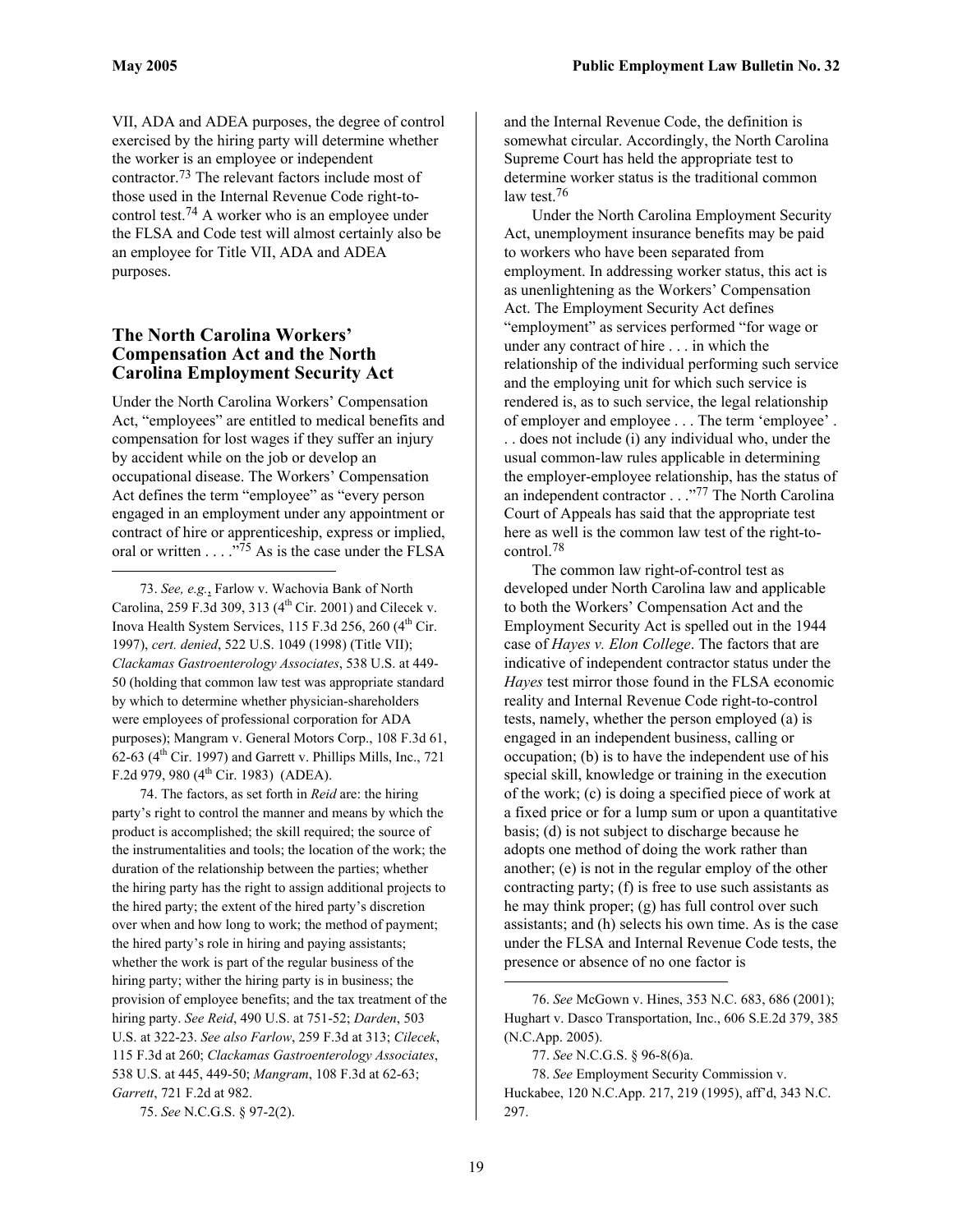VII, ADA and ADEA purposes, the degree of control exercised by the hiring party will determine whether the worker is an employee or independent contractor.[73] The relevant factors include most of those used in the Internal Revenue Code right-to-control test.[74] A worker who is an employee under the FLSA and Code test will almost certainly also be an employee for Title VII, ADA and ADEA purposes.

## The North Carolina Workers' Compensation Act and the North Carolina Employment Security Act

Under the North Carolina Workers' Compensation Act, "employees" are entitled to medical benefits and compensation for lost wages if they suffer an injury by accident while on the job or develop an occupational disease. The Workers' Compensation Act defines the term "employee" as "every person engaged in an employment under any appointment or contract of hire or apprenticeship, express or implied, oral or written . . . ."[75] As is the case under the FLSA and the Internal Revenue Code, the definition is somewhat circular. Accordingly, the North Carolina Supreme Court has held the appropriate test to determine worker status is the traditional common law test.[76]

Under the North Carolina Employment Security Act, unemployment insurance benefits may be paid to workers who have been separated from employment. In addressing worker status, this act is as unenlightening as the Workers' Compensation Act. The Employment Security Act defines "employment" as services performed "for wage or under any contract of hire . . . in which the relationship of the individual performing such service and the employing unit for which such service is rendered is, as to such service, the legal relationship of employer and employee . . . The term 'employee' . . . does not include (i) any individual who, under the usual common-law rules applicable in determining the employer-employee relationship, has the status of an independent contractor . . ."[77] The North Carolina Court of Appeals has said that the appropriate test here as well is the common law test of the right-to-control.[78]

The common law right-of-control test as developed under North Carolina law and applicable to both the Workers' Compensation Act and the Employment Security Act is spelled out in the 1944 case of *Hayes v. Elon College*. The factors that are indicative of independent contractor status under the *Hayes* test mirror those found in the FLSA economic reality and Internal Revenue Code right-to-control tests, namely, whether the person employed (a) is engaged in an independent business, calling or occupation; (b) is to have the independent use of his special skill, knowledge or training in the execution of the work; (c) is doing a specified piece of work at a fixed price or for a lump sum or upon a quantitative basis; (d) is not subject to discharge because he adopts one method of doing the work rather than another; (e) is not in the regular employ of the other contracting party; (f) is free to use such assistants as he may think proper; (g) has full control over such assistants; and (h) selects his own time. As is the case under the FLSA and Internal Revenue Code tests, the presence or absence of no one factor is

---

73. *See, e.g.*, Farlow v. Wachovia Bank of North Carolina, 259 F.3d 309, 313 (4th Cir. 2001) and Cilecek v. Inova Health System Services, 115 F.3d 256, 260 (4th Cir. 1997), *cert. denied*, 522 U.S. 1049 (1998) (Title VII); *Clackamas Gastroenterology Associates*, 538 U.S. at 449-50 (holding that common law test was appropriate standard by which to determine whether physician-shareholders were employees of professional corporation for ADA purposes); Mangram v. General Motors Corp., 108 F.3d 61, 62-63 (4th Cir. 1997) and Garrett v. Phillips Mills, Inc., 721 F.2d 979, 980 (4th Cir. 1983) (ADEA).

74. The factors, as set forth in *Reid* are: the hiring party's right to control the manner and means by which the product is accomplished; the skill required; the source of the instrumentalities and tools; the location of the work; the duration of the relationship between the parties; whether the hiring party has the right to assign additional projects to the hired party; the extent of the hired party's discretion over when and how long to work; the method of payment; the hired party's role in hiring and paying assistants; whether the work is part of the regular business of the hiring party; wither the hiring party is in business; the provision of employee benefits; and the tax treatment of the hiring party. *See Reid*, 490 U.S. at 751-52; *Darden*, 503 U.S. at 322-23. *See also Farlow*, 259 F.3d at 313; *Cilecek*, 115 F.3d at 260; *Clackamas Gastroenterology Associates*, 538 U.S. at 445, 449-50; *Mangram*, 108 F.3d at 62-63; *Garrett*, 721 F.2d at 982.

75. *See* N.C.G.S. § 97-2(2).

76. *See* McGown v. Hines, 353 N.C. 683, 686 (2001); Hughart v. Dasco Transportation, Inc., 606 S.E.2d 379, 385 (N.C.App. 2005).

77. *See* N.C.G.S. § 96-8(6)a.

78. *See* Employment Security Commission v. Huckabee, 120 N.C.App. 217, 219 (1995), aff'd, 343 N.C. 297.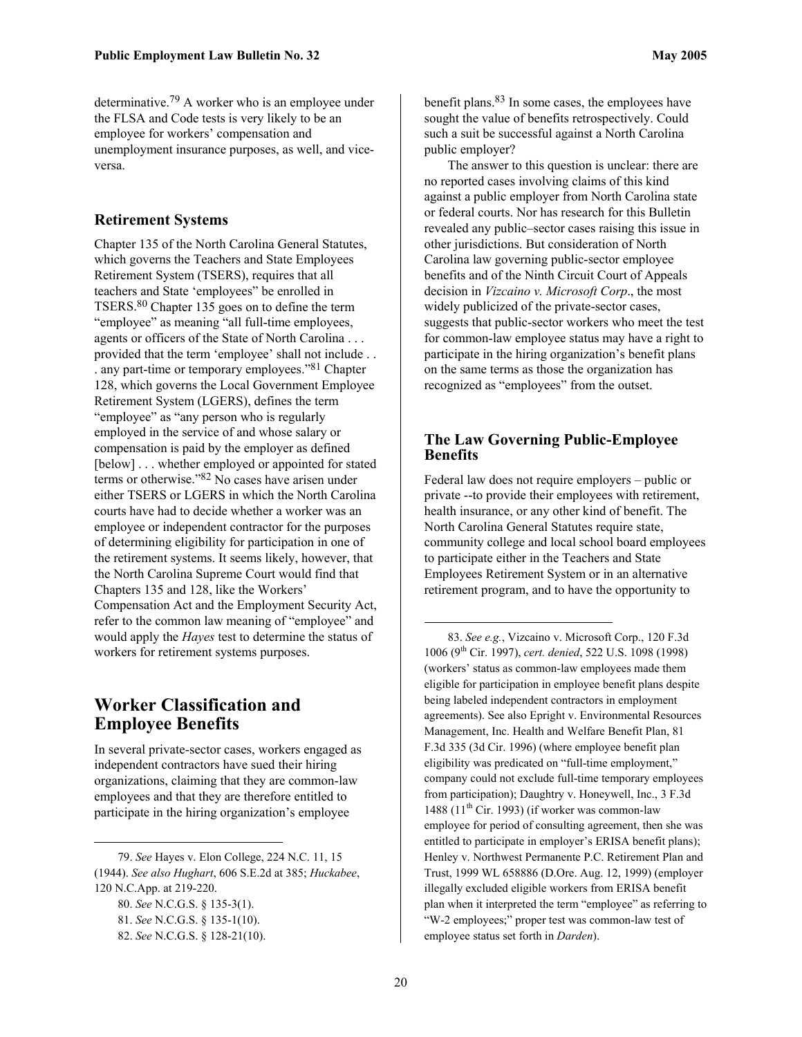determinative.[79] A worker who is an employee under the FLSA and Code tests is very likely to be an employee for workers' compensation and unemployment insurance purposes, as well, and vice-versa.

### Retirement Systems

Chapter 135 of the North Carolina General Statutes, which governs the Teachers and State Employees Retirement System (TSERS), requires that all teachers and State 'employees" be enrolled in TSERS.[80] Chapter 135 goes on to define the term "employee" as meaning "all full-time employees, agents or officers of the State of North Carolina . . . provided that the term 'employee' shall not include . . . any part-time or temporary employees."[81] Chapter 128, which governs the Local Government Employee Retirement System (LGERS), defines the term "employee" as "any person who is regularly employed in the service of and whose salary or compensation is paid by the employer as defined [below] . . . whether employed or appointed for stated terms or otherwise."[82] No cases have arisen under either TSERS or LGERS in which the North Carolina courts have had to decide whether a worker was an employee or independent contractor for the purposes of determining eligibility for participation in one of the retirement systems. It seems likely, however, that the North Carolina Supreme Court would find that Chapters 135 and 128, like the Workers' Compensation Act and the Employment Security Act, refer to the common law meaning of "employee" and would apply the *Hayes* test to determine the status of workers for retirement systems purposes.

## Worker Classification and Employee Benefits

In several private-sector cases, workers engaged as independent contractors have sued their hiring organizations, claiming that they are common-law employees and that they are therefore entitled to participate in the hiring organization's employee benefit plans.[83] In some cases, the employees have sought the value of benefits retrospectively. Could such a suit be successful against a North Carolina public employer?

The answer to this question is unclear: there are no reported cases involving claims of this kind against a public employer from North Carolina state or federal courts. Nor has research for this Bulletin revealed any public–sector cases raising this issue in other jurisdictions. But consideration of North Carolina law governing public-sector employee benefits and of the Ninth Circuit Court of Appeals decision in *Vizcaino v. Microsoft Corp*., the most widely publicized of the private-sector cases, suggests that public-sector workers who meet the test for common-law employee status may have a right to participate in the hiring organization's benefit plans on the same terms as those the organization has recognized as "employees" from the outset.

### The Law Governing Public-Employee Benefits

Federal law does not require employers – public or private --to provide their employees with retirement, health insurance, or any other kind of benefit. The North Carolina General Statutes require state, community college and local school board employees to participate either in the Teachers and State Employees Retirement System or in an alternative retirement program, and to have the opportunity to

---

79. *See* Hayes v. Elon College, 224 N.C. 11, 15 (1944). *See also Hughart*, 606 S.E.2d at 385; *Huckabee*, 120 N.C.App. at 219-220.

80. *See* N.C.G.S. § 135-3(1).

81. *See* N.C.G.S. § 135-1(10).

82. *See* N.C.G.S. § 128-21(10).

83. *See e.g.*, Vizcaino v. Microsoft Corp., 120 F.3d 1006 (9th Cir. 1997), *cert. denied*, 522 U.S. 1098 (1998) (workers' status as common-law employees made them eligible for participation in employee benefit plans despite being labeled independent contractors in employment agreements). See also Epright v. Environmental Resources Management, Inc. Health and Welfare Benefit Plan, 81 F.3d 335 (3d Cir. 1996) (where employee benefit plan eligibility was predicated on "full-time employment," company could not exclude full-time temporary employees from participation); Daughtry v. Honeywell, Inc., 3 F.3d 1488 (11th Cir. 1993) (if worker was common-law employee for period of consulting agreement, then she was entitled to participate in employer's ERISA benefit plans); Henley v. Northwest Permanente P.C. Retirement Plan and Trust, 1999 WL 658886 (D.Ore. Aug. 12, 1999) (employer illegally excluded eligible workers from ERISA benefit plan when it interpreted the term "employee" as referring to "W-2 employees;" proper test was common-law test of employee status set forth in *Darden*).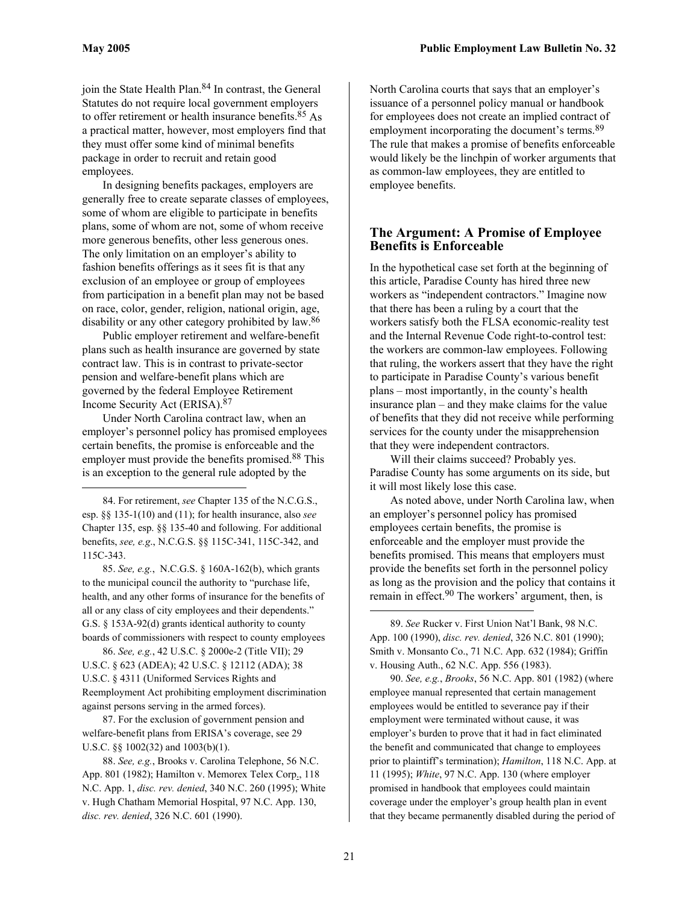join the State Health Plan.[84] In contrast, the General Statutes do not require local government employers to offer retirement or health insurance benefits.[85] As a practical matter, however, most employers find that they must offer some kind of minimal benefits package in order to recruit and retain good employees.

In designing benefits packages, employers are generally free to create separate classes of employees, some of whom are eligible to participate in benefits plans, some of whom are not, some of whom receive more generous benefits, other less generous ones. The only limitation on an employer's ability to fashion benefits offerings as it sees fit is that any exclusion of an employee or group of employees from participation in a benefit plan may not be based on race, color, gender, religion, national origin, age, disability or any other category prohibited by law.[86]

Public employer retirement and welfare-benefit plans such as health insurance are governed by state contract law. This is in contrast to private-sector pension and welfare-benefit plans which are governed by the federal Employee Retirement Income Security Act (ERISA).[87]

Under North Carolina contract law, when an employer's personnel policy has promised employees certain benefits, the promise is enforceable and the employer must provide the benefits promised.[88] This is an exception to the general rule adopted by the North Carolina courts that says that an employer's issuance of a personnel policy manual or handbook for employees does not create an implied contract of employment incorporating the document's terms.[89] The rule that makes a promise of benefits enforceable would likely be the linchpin of worker arguments that as common-law employees, they are entitled to employee benefits.

## The Argument: A Promise of Employee Benefits is Enforceable

In the hypothetical case set forth at the beginning of this article, Paradise County has hired three new workers as "independent contractors." Imagine now that there has been a ruling by a court that the workers satisfy both the FLSA economic-reality test and the Internal Revenue Code right-to-control test: the workers are common-law employees. Following that ruling, the workers assert that they have the right to participate in Paradise County's various benefit plans – most importantly, in the county's health insurance plan – and they make claims for the value of benefits that they did not receive while performing services for the county under the misapprehension that they were independent contractors.

Will their claims succeed? Probably yes. Paradise County has some arguments on its side, but it will most likely lose this case.

As noted above, under North Carolina law, when an employer's personnel policy has promised employees certain benefits, the promise is enforceable and the employer must provide the benefits promised. This means that employers must provide the benefits set forth in the personnel policy as long as the provision and the policy that contains it remain in effect.[90] The workers' argument, then, is

---

84. For retirement, *see* Chapter 135 of the N.C.G.S., esp. §§ 135-1(10) and (11); for health insurance, also *see* Chapter 135, esp. §§ 135-40 and following. For additional benefits, *see, e.g*., N.C.G.S. §§ 115C-341, 115C-342, and 115C-343.

85. *See, e.g.*, N.C.G.S. § 160A-162(b), which grants to the municipal council the authority to "purchase life, health, and any other forms of insurance for the benefits of all or any class of city employees and their dependents." G.S. § 153A-92(d) grants identical authority to county boards of commissioners with respect to county employees

86. *See, e.g.*, 42 U.S.C. § 2000e-2 (Title VII); 29 U.S.C. § 623 (ADEA); 42 U.S.C. § 12112 (ADA); 38 U.S.C. § 4311 (Uniformed Services Rights and Reemployment Act prohibiting employment discrimination against persons serving in the armed forces).

87. For the exclusion of government pension and welfare-benefit plans from ERISA's coverage, see 29 U.S.C. §§ 1002(32) and 1003(b)(1).

88. *See, e.g.*, Brooks v. Carolina Telephone, 56 N.C. App. 801 (1982); Hamilton v. Memorex Telex Corp., 118 N.C. App. 1, *disc. rev. denied*, 340 N.C. 260 (1995); White v. Hugh Chatham Memorial Hospital, 97 N.C. App. 130, *disc. rev. denied*, 326 N.C. 601 (1990).

89. *See* Rucker v. First Union Nat'l Bank, 98 N.C. App. 100 (1990), *disc. rev. denied*, 326 N.C. 801 (1990); Smith v. Monsanto Co., 71 N.C. App. 632 (1984); Griffin v. Housing Auth., 62 N.C. App. 556 (1983).

90. *See, e.g.*, *Brooks*, 56 N.C. App. 801 (1982) (where employee manual represented that certain management employees would be entitled to severance pay if their employment were terminated without cause, it was employer's burden to prove that it had in fact eliminated the benefit and communicated that change to employees prior to plaintiff's termination); *Hamilton*, 118 N.C. App. at 11 (1995); *White*, 97 N.C. App. 130 (where employer promised in handbook that employees could maintain coverage under the employer's group health plan in event that they became permanently disabled during the period of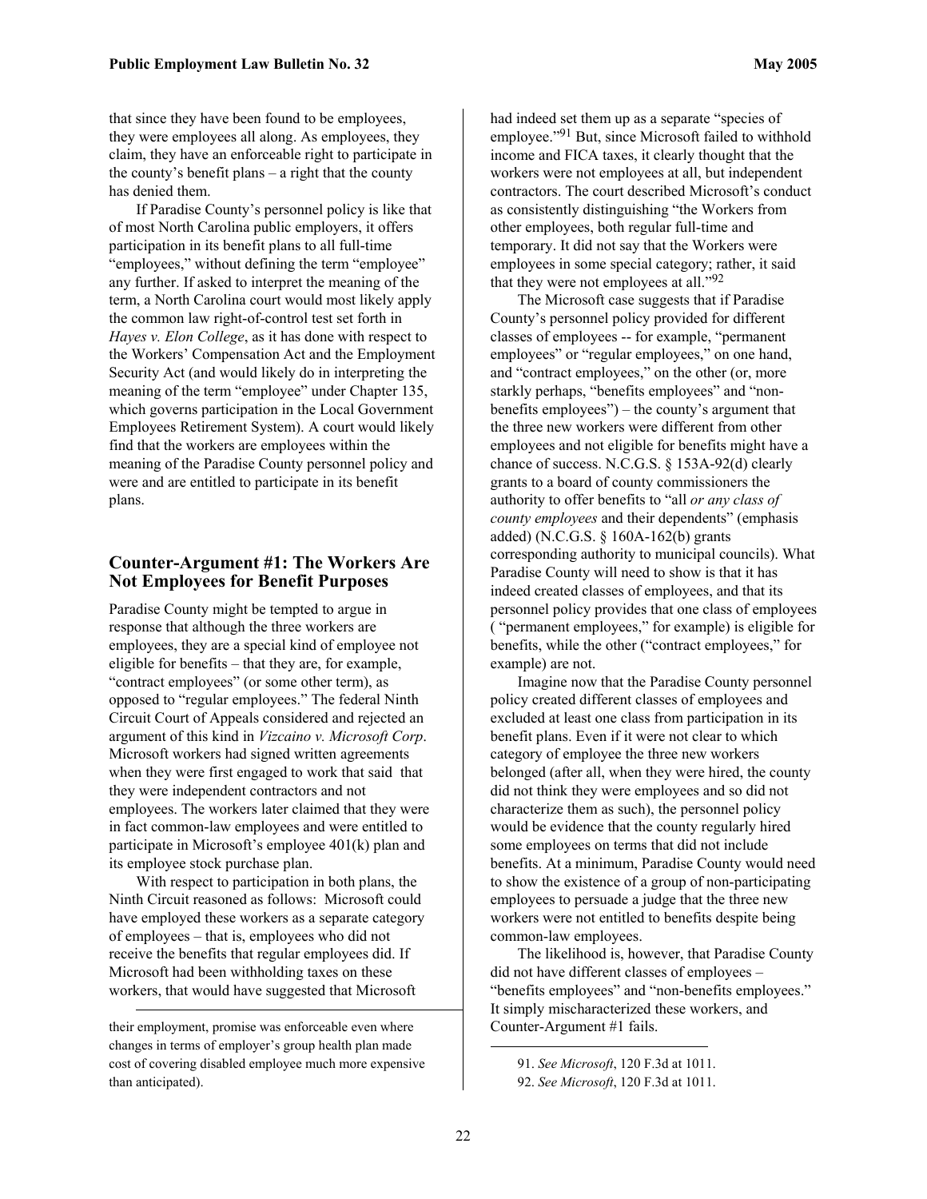that since they have been found to be employees, they were employees all along. As employees, they claim, they have an enforceable right to participate in the county's benefit plans – a right that the county has denied them.

If Paradise County's personnel policy is like that of most North Carolina public employers, it offers participation in its benefit plans to all full-time "employees," without defining the term "employee" any further. If asked to interpret the meaning of the term, a North Carolina court would most likely apply the common law right-of-control test set forth in *Hayes v. Elon College*, as it has done with respect to the Workers' Compensation Act and the Employment Security Act (and would likely do in interpreting the meaning of the term "employee" under Chapter 135, which governs participation in the Local Government Employees Retirement System). A court would likely find that the workers are employees within the meaning of the Paradise County personnel policy and were and are entitled to participate in its benefit plans.

## Counter-Argument #1: The Workers Are Not Employees for Benefit Purposes

Paradise County might be tempted to argue in response that although the three workers are employees, they are a special kind of employee not eligible for benefits – that they are, for example, "contract employees" (or some other term), as opposed to "regular employees." The federal Ninth Circuit Court of Appeals considered and rejected an argument of this kind in *Vizcaino v. Microsoft Corp*. Microsoft workers had signed written agreements when they were first engaged to work that said that they were independent contractors and not employees. The workers later claimed that they were in fact common-law employees and were entitled to participate in Microsoft's employee 401(k) plan and its employee stock purchase plan.

With respect to participation in both plans, the Ninth Circuit reasoned as follows: Microsoft could have employed these workers as a separate category of employees – that is, employees who did not receive the benefits that regular employees did. If Microsoft had been withholding taxes on these workers, that would have suggested that Microsoft had indeed set them up as a separate "species of employee."[91] But, since Microsoft failed to withhold income and FICA taxes, it clearly thought that the workers were not employees at all, but independent contractors. The court described Microsoft's conduct as consistently distinguishing "the Workers from other employees, both regular full-time and temporary. It did not say that the Workers were employees in some special category; rather, it said that they were not employees at all."[92]

The Microsoft case suggests that if Paradise County's personnel policy provided for different classes of employees -- for example, "permanent employees" or "regular employees," on one hand, and "contract employees," on the other (or, more starkly perhaps, "benefits employees" and "non-benefits employees") – the county's argument that the three new workers were different from other employees and not eligible for benefits might have a chance of success. N.C.G.S. § 153A-92(d) clearly grants to a board of county commissioners the authority to offer benefits to "all *or any class of county employees* and their dependents" (emphasis added) (N.C.G.S. § 160A-162(b) grants corresponding authority to municipal councils). What Paradise County will need to show is that it has indeed created classes of employees, and that its personnel policy provides that one class of employees ( "permanent employees," for example) is eligible for benefits, while the other ("contract employees," for example) are not.

Imagine now that the Paradise County personnel policy created different classes of employees and excluded at least one class from participation in its benefit plans. Even if it were not clear to which category of employee the three new workers belonged (after all, when they were hired, the county did not think they were employees and so did not characterize them as such), the personnel policy would be evidence that the county regularly hired some employees on terms that did not include benefits. At a minimum, Paradise County would need to show the existence of a group of non-participating employees to persuade a judge that the three new workers were not entitled to benefits despite being common-law employees.

The likelihood is, however, that Paradise County did not have different classes of employees – "benefits employees" and "non-benefits employees." It simply mischaracterized these workers, and Counter-Argument #1 fails.

---

their employment, promise was enforceable even where changes in terms of employer's group health plan made cost of covering disabled employee much more expensive than anticipated).

91. *See Microsoft*, 120 F.3d at 1011.

92. *See Microsoft*, 120 F.3d at 1011.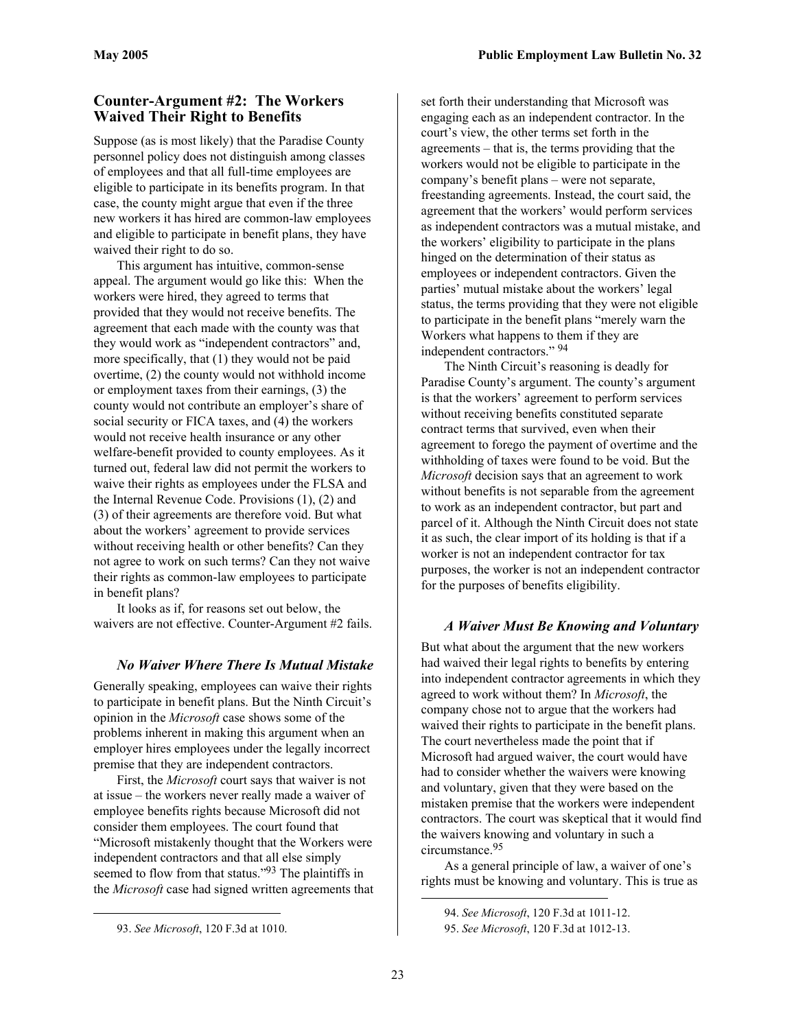## Counter-Argument #2: The Workers Waived Their Right to Benefits

Suppose (as is most likely) that the Paradise County personnel policy does not distinguish among classes of employees and that all full-time employees are eligible to participate in its benefits program. In that case, the county might argue that even if the three new workers it has hired are common-law employees and eligible to participate in benefit plans, they have waived their right to do so.

This argument has intuitive, common-sense appeal. The argument would go like this: When the workers were hired, they agreed to terms that provided that they would not receive benefits. The agreement that each made with the county was that they would work as "independent contractors" and, more specifically, that (1) they would not be paid overtime, (2) the county would not withhold income or employment taxes from their earnings, (3) the county would not contribute an employer's share of social security or FICA taxes, and (4) the workers would not receive health insurance or any other welfare-benefit provided to county employees. As it turned out, federal law did not permit the workers to waive their rights as employees under the FLSA and the Internal Revenue Code. Provisions (1), (2) and (3) of their agreements are therefore void. But what about the workers' agreement to provide services without receiving health or other benefits? Can they not agree to work on such terms? Can they not waive their rights as common-law employees to participate in benefit plans?

It looks as if, for reasons set out below, the waivers are not effective. Counter-Argument #2 fails.

### *No Waiver Where There Is Mutual Mistake*

Generally speaking, employees can waive their rights to participate in benefit plans. But the Ninth Circuit's opinion in the *Microsoft* case shows some of the problems inherent in making this argument when an employer hires employees under the legally incorrect premise that they are independent contractors.

First, the *Microsoft* court says that waiver is not at issue – the workers never really made a waiver of employee benefits rights because Microsoft did not consider them employees. The court found that "Microsoft mistakenly thought that the Workers were independent contractors and that all else simply seemed to flow from that status."[93] The plaintiffs in the *Microsoft* case had signed written agreements that set forth their understanding that Microsoft was engaging each as an independent contractor. In the court's view, the other terms set forth in the agreements – that is, the terms providing that the workers would not be eligible to participate in the company's benefit plans – were not separate, freestanding agreements. Instead, the court said, the agreement that the workers' would perform services as independent contractors was a mutual mistake, and the workers' eligibility to participate in the plans hinged on the determination of their status as employees or independent contractors. Given the parties' mutual mistake about the workers' legal status, the terms providing that they were not eligible to participate in the benefit plans "merely warn the Workers what happens to them if they are independent contractors."[94]

The Ninth Circuit's reasoning is deadly for Paradise County's argument. The county's argument is that the workers' agreement to perform services without receiving benefits constituted separate contract terms that survived, even when their agreement to forego the payment of overtime and the withholding of taxes were found to be void. But the *Microsoft* decision says that an agreement to work without benefits is not separable from the agreement to work as an independent contractor, but part and parcel of it. Although the Ninth Circuit does not state it as such, the clear import of its holding is that if a worker is not an independent contractor for tax purposes, the worker is not an independent contractor for the purposes of benefits eligibility.

### *A Waiver Must Be Knowing and Voluntary*

But what about the argument that the new workers had waived their legal rights to benefits by entering into independent contractor agreements in which they agreed to work without them? In *Microsoft*, the company chose not to argue that the workers had waived their rights to participate in the benefit plans. The court nevertheless made the point that if Microsoft had argued waiver, the court would have had to consider whether the waivers were knowing and voluntary, given that they were based on the mistaken premise that the workers were independent contractors. The court was skeptical that it would find the waivers knowing and voluntary in such a circumstance.[95]

As a general principle of law, a waiver of one's rights must be knowing and voluntary. This is true as

---

93. *See Microsoft*, 120 F.3d at 1010.

94. *See Microsoft*, 120 F.3d at 1011-12.

95. *See Microsoft*, 120 F.3d at 1012-13.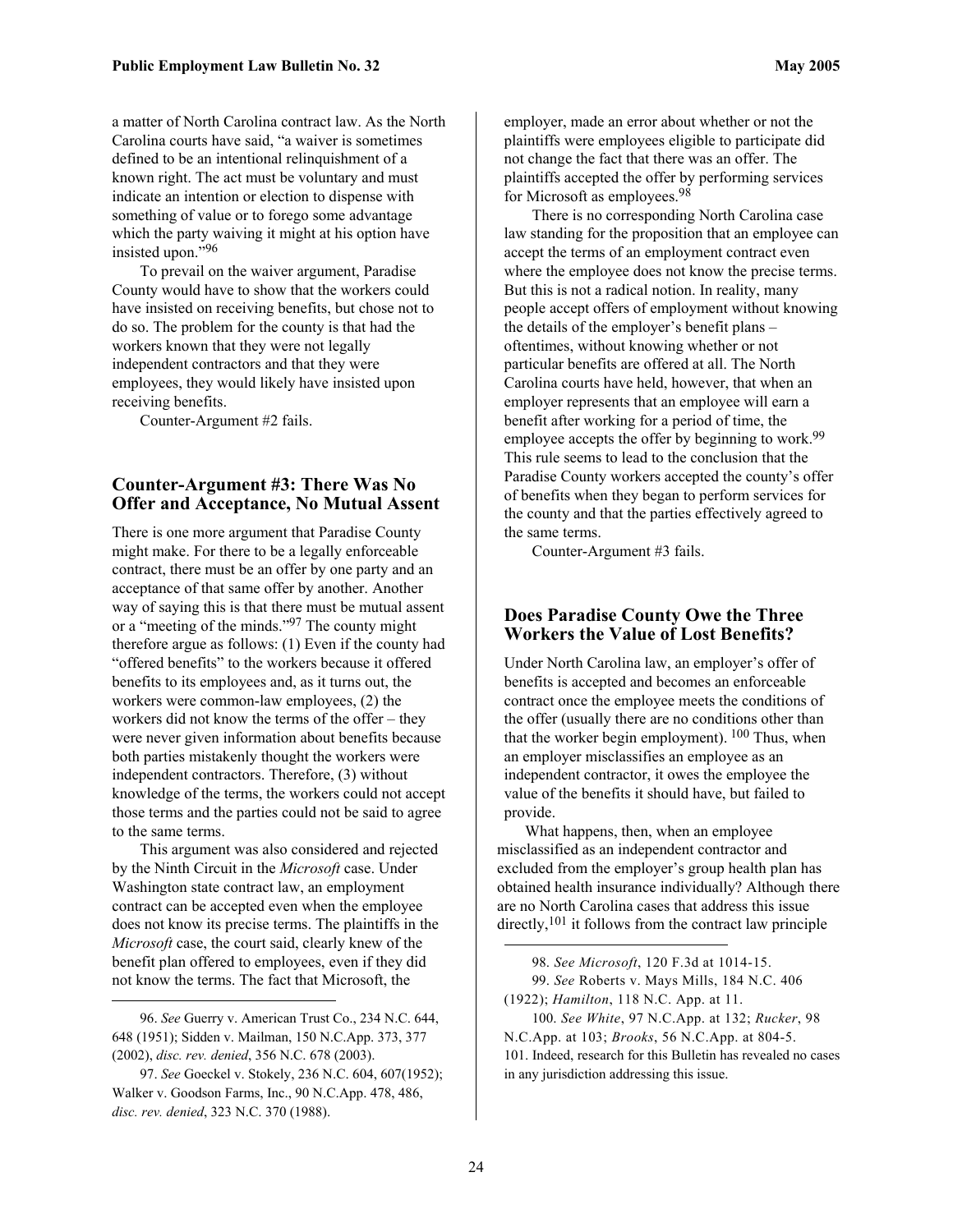a matter of North Carolina contract law. As the North Carolina courts have said, "a waiver is sometimes defined to be an intentional relinquishment of a known right. The act must be voluntary and must indicate an intention or election to dispense with something of value or to forego some advantage which the party waiving it might at his option have insisted upon."[96]

To prevail on the waiver argument, Paradise County would have to show that the workers could have insisted on receiving benefits, but chose not to do so. The problem for the county is that had the workers known that they were not legally independent contractors and that they were employees, they would likely have insisted upon receiving benefits.

Counter-Argument #2 fails.

## Counter-Argument #3: There Was No Offer and Acceptance, No Mutual Assent

There is one more argument that Paradise County might make. For there to be a legally enforceable contract, there must be an offer by one party and an acceptance of that same offer by another. Another way of saying this is that there must be mutual assent or a "meeting of the minds."[97] The county might therefore argue as follows: (1) Even if the county had "offered benefits" to the workers because it offered benefits to its employees and, as it turns out, the workers were common-law employees, (2) the workers did not know the terms of the offer – they were never given information about benefits because both parties mistakenly thought the workers were independent contractors. Therefore, (3) without knowledge of the terms, the workers could not accept those terms and the parties could not be said to agree to the same terms.

This argument was also considered and rejected by the Ninth Circuit in the *Microsoft* case. Under Washington state contract law, an employment contract can be accepted even when the employee does not know its precise terms. The plaintiffs in the *Microsoft* case, the court said, clearly knew of the benefit plan offered to employees, even if they did not know the terms. The fact that Microsoft, the employer, made an error about whether or not the plaintiffs were employees eligible to participate did not change the fact that there was an offer. The plaintiffs accepted the offer by performing services for Microsoft as employees.[98]

There is no corresponding North Carolina case law standing for the proposition that an employee can accept the terms of an employment contract even where the employee does not know the precise terms. But this is not a radical notion. In reality, many people accept offers of employment without knowing the details of the employer's benefit plans – oftentimes, without knowing whether or not particular benefits are offered at all. The North Carolina courts have held, however, that when an employer represents that an employee will earn a benefit after working for a period of time, the employee accepts the offer by beginning to work.[99] This rule seems to lead to the conclusion that the Paradise County workers accepted the county's offer of benefits when they began to perform services for the county and that the parties effectively agreed to the same terms.

Counter-Argument #3 fails.

## Does Paradise County Owe the Three Workers the Value of Lost Benefits?

Under North Carolina law, an employer's offer of benefits is accepted and becomes an enforceable contract once the employee meets the conditions of the offer (usually there are no conditions other than that the worker begin employment). [100] Thus, when an employer misclassifies an employee as an independent contractor, it owes the employee the value of the benefits it should have, but failed to provide.

What happens, then, when an employee misclassified as an independent contractor and excluded from the employer's group health plan has obtained health insurance individually? Although there are no North Carolina cases that address this issue directly,[101] it follows from the contract law principle

---

96. *See* Guerry v. American Trust Co., 234 N.C. 644, 648 (1951); Sidden v. Mailman, 150 N.C.App. 373, 377 (2002), *disc. rev. denied*, 356 N.C. 678 (2003).

97. *See* Goeckel v. Stokely, 236 N.C. 604, 607(1952); Walker v. Goodson Farms, Inc., 90 N.C.App. 478, 486, *disc. rev. denied*, 323 N.C. 370 (1988).

98. *See Microsoft*, 120 F.3d at 1014-15.

99. *See* Roberts v. Mays Mills, 184 N.C. 406 (1922); *Hamilton*, 118 N.C. App. at 11.

100. *See White*, 97 N.C.App. at 132; *Rucker*, 98 N.C.App. at 103; *Brooks*, 56 N.C.App. at 804-5.

101. Indeed, research for this Bulletin has revealed no cases in any jurisdiction addressing this issue.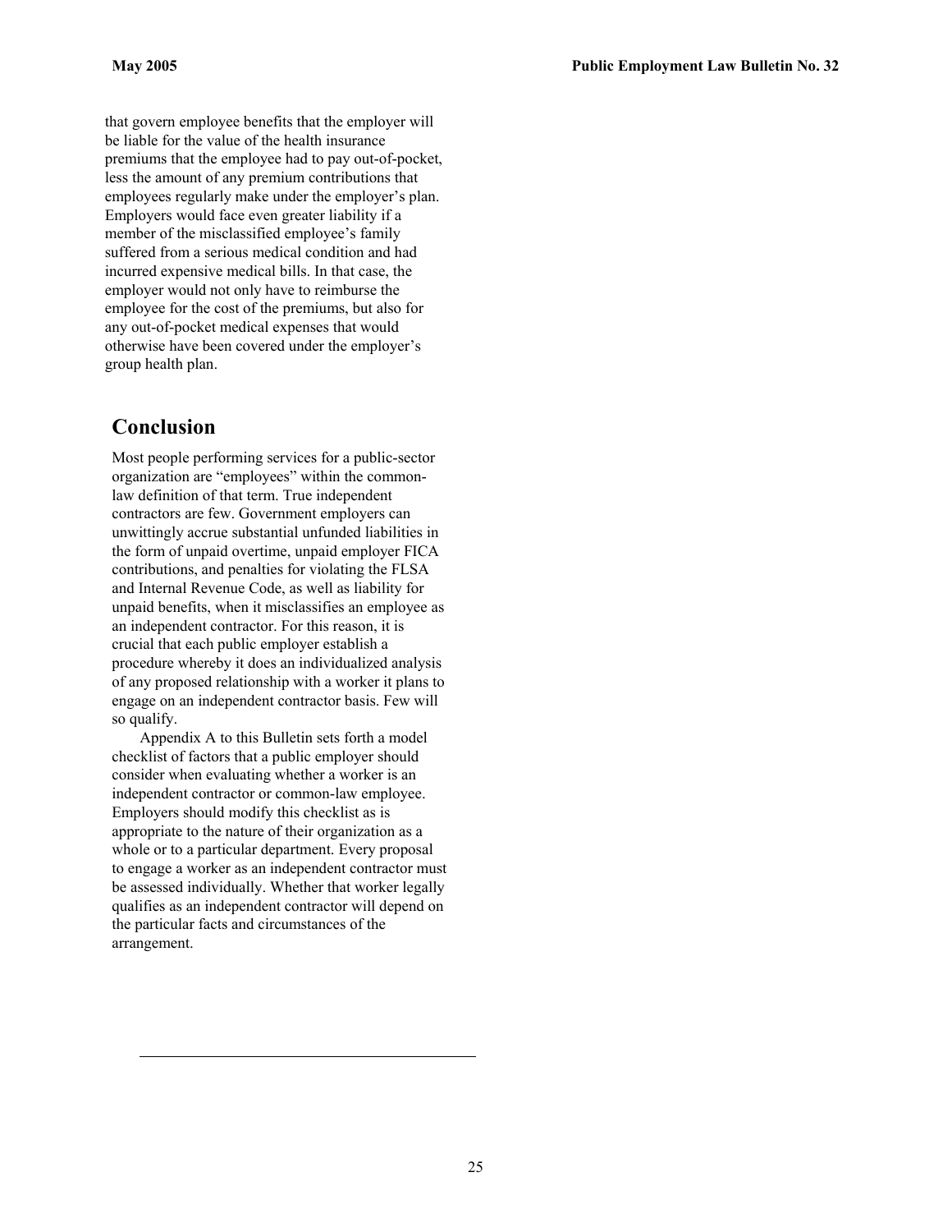that govern employee benefits that the employer will be liable for the value of the health insurance premiums that the employee had to pay out-of-pocket, less the amount of any premium contributions that employees regularly make under the employer's plan. Employers would face even greater liability if a member of the misclassified employee's family suffered from a serious medical condition and had incurred expensive medical bills. In that case, the employer would not only have to reimburse the employee for the cost of the premiums, but also for any out-of-pocket medical expenses that would otherwise have been covered under the employer's group health plan.

## Conclusion

Most people performing services for a public-sector organization are "employees" within the common-law definition of that term. True independent contractors are few. Government employers can unwittingly accrue substantial unfunded liabilities in the form of unpaid overtime, unpaid employer FICA contributions, and penalties for violating the FLSA and Internal Revenue Code, as well as liability for unpaid benefits, when it misclassifies an employee as an independent contractor. For this reason, it is crucial that each public employer establish a procedure whereby it does an individualized analysis of any proposed relationship with a worker it plans to engage on an independent contractor basis. Few will so qualify.

Appendix A to this Bulletin sets forth a model checklist of factors that a public employer should consider when evaluating whether a worker is an independent contractor or common-law employee. Employers should modify this checklist as is appropriate to the nature of their organization as a whole or to a particular department. Every proposal to engage a worker as an independent contractor must be assessed individually. Whether that worker legally qualifies as an independent contractor will depend on the particular facts and circumstances of the arrangement.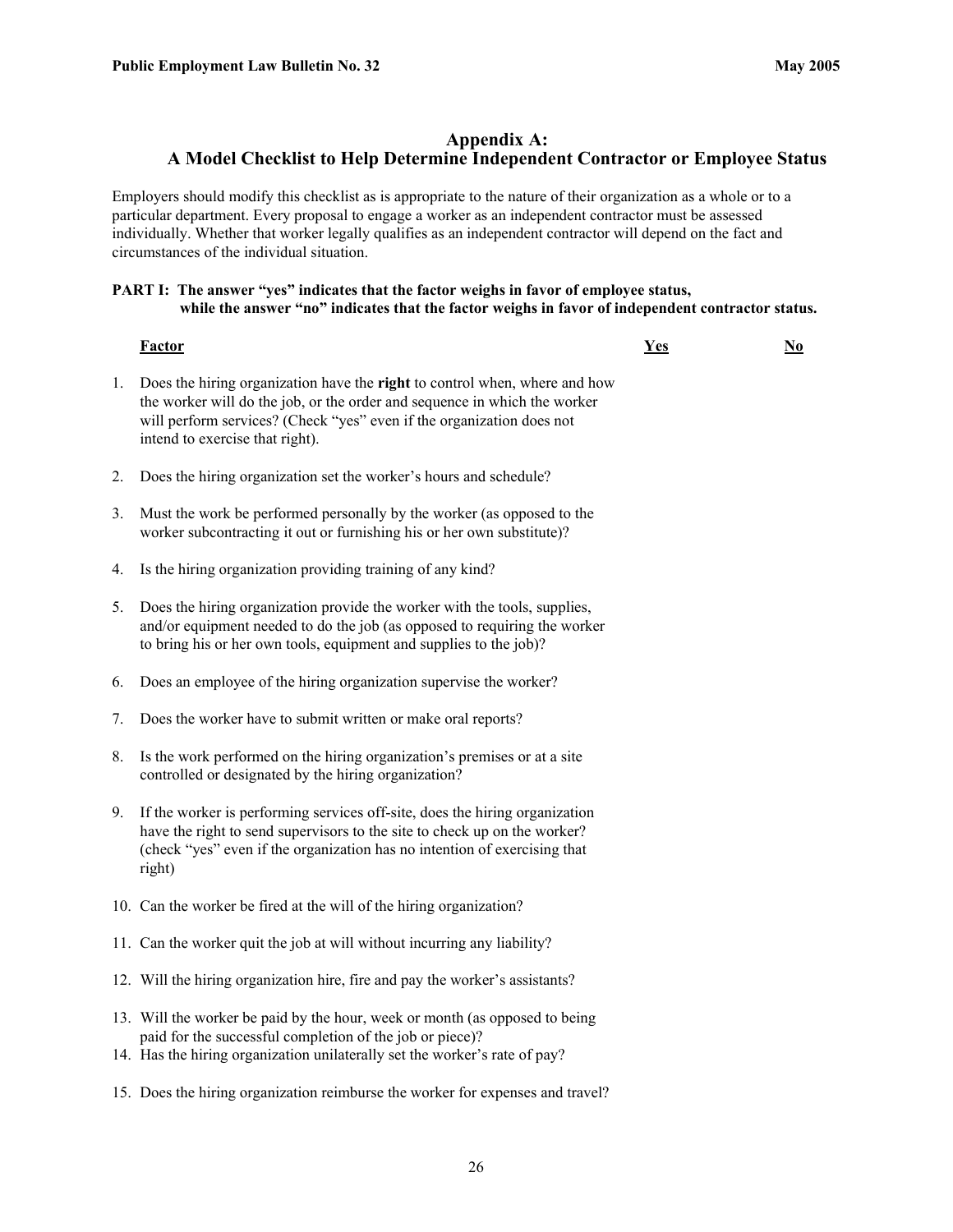## Appendix A:
## A Model Checklist to Help Determine Independent Contractor or Employee Status

Employers should modify this checklist as is appropriate to the nature of their organization as a whole or to a particular department. Every proposal to engage a worker as an independent contractor must be assessed individually. Whether that worker legally qualifies as an independent contractor will depend on the fact and circumstances of the individual situation.

**PART I: The answer "yes" indicates that the factor weighs in favor of employee status, while the answer "no" indicates that the factor weighs in favor of independent contractor status.**

| | Factor | Yes | No |
|---|---|---|---|
| 1. | Does the hiring organization have the **right** to control when, where and how the worker will do the job, or the order and sequence in which the worker will perform services? (Check "yes" even if the organization does not intend to exercise that right). | | |
| 2. | Does the hiring organization set the worker's hours and schedule? | | |
| 3. | Must the work be performed personally by the worker (as opposed to the worker subcontracting it out or furnishing his or her own substitute)? | | |
| 4. | Is the hiring organization providing training of any kind? | | |
| 5. | Does the hiring organization provide the worker with the tools, supplies, and/or equipment needed to do the job (as opposed to requiring the worker to bring his or her own tools, equipment and supplies to the job)? | | |
| 6. | Does an employee of the hiring organization supervise the worker? | | |
| 7. | Does the worker have to submit written or make oral reports? | | |
| 8. | Is the work performed on the hiring organization's premises or at a site controlled or designated by the hiring organization? | | |
| 9. | If the worker is performing services off-site, does the hiring organization have the right to send supervisors to the site to check up on the worker? (check "yes" even if the organization has no intention of exercising that right) | | |
| 10. | Can the worker be fired at the will of the hiring organization? | | |
| 11. | Can the worker quit the job at will without incurring any liability? | | |
| 12. | Will the hiring organization hire, fire and pay the worker's assistants? | | |
| 13. | Will the worker be paid by the hour, week or month (as opposed to being paid for the successful completion of the job or piece)? | | |
| 14. | Has the hiring organization unilaterally set the worker's rate of pay? | | |
| 15. | Does the hiring organization reimburse the worker for expenses and travel? | | |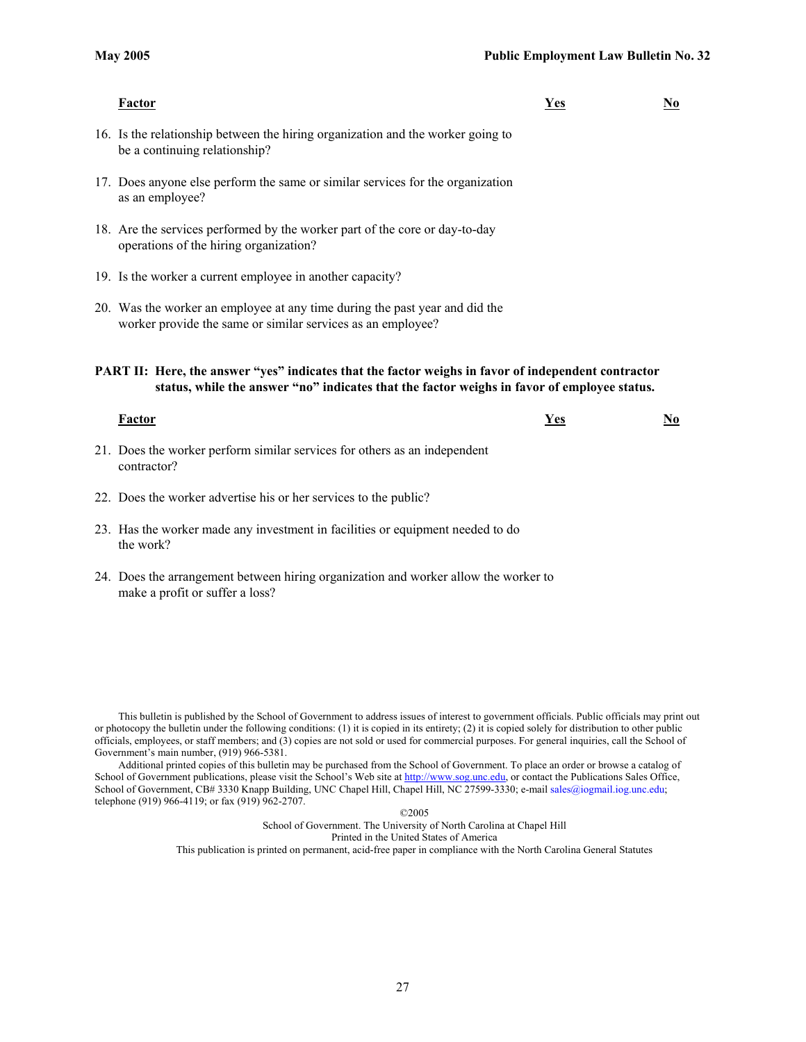| **Factor** | **Yes** | **No** |
| --- | --- | --- |
| 16. Is the relationship between the hiring organization and the worker going to be a continuing relationship? | | |
| 17. Does anyone else perform the same or similar services for the organization as an employee? | | |
| 18. Are the services performed by the worker part of the core or day-to-day operations of the hiring organization? | | |
| 19. Is the worker a current employee in another capacity? | | |
| 20. Was the worker an employee at any time during the past year and did the worker provide the same or similar services as an employee? | | |

**PART II: Here, the answer "yes" indicates that the factor weighs in favor of independent contractor status, while the answer "no" indicates that the factor weighs in favor of employee status.**

| **Factor** | **Yes** | **No** |
| --- | --- | --- |
| 21. Does the worker perform similar services for others as an independent contractor? | | |
| 22. Does the worker advertise his or her services to the public? | | |
| 23. Has the worker made any investment in facilities or equipment needed to do the work? | | |
| 24. Does the arrangement between hiring organization and worker allow the worker to make a profit or suffer a loss? | | |

This bulletin is published by the School of Government to address issues of interest to government officials. Public officials may print out or photocopy the bulletin under the following conditions: (1) it is copied in its entirety; (2) it is copied solely for distribution to other public officials, employees, or staff members; and (3) copies are not sold or used for commercial purposes. For general inquiries, call the School of Government's main number, (919) 966-5381.

Additional printed copies of this bulletin may be purchased from the School of Government. To place an order or browse a catalog of School of Government publications, please visit the School's Web site at http://www.sog.unc.edu, or contact the Publications Sales Office, School of Government, CB# 3330 Knapp Building, UNC Chapel Hill, Chapel Hill, NC 27599-3330; e-mail sales@iogmail.iog.unc.edu; telephone (919) 966-4119; or fax (919) 962-2707.

©2005

School of Government. The University of North Carolina at Chapel Hill

Printed in the United States of America

This publication is printed on permanent, acid-free paper in compliance with the North Carolina General Statutes